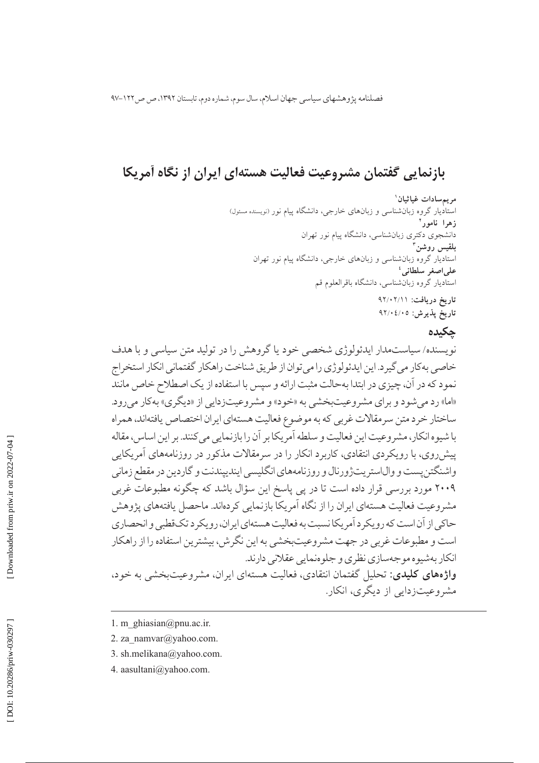# بازنمایی گفتمان مشروعیت فعالیت هسته‌ای ایران از نگاه آمریکا

**مریم‌سادات غیاثیان**[1]
استادیار گروه زبان‌شناسی و زبان‌های خارجی، دانشگاه پیام نور (نویسنده مسئول)
**زهرا نامور**[2]
دانشجوی دکتری زبان‌شناسی، دانشگاه پیام نور تهران
**بلقیس روشن**[3]
استادیار گروه زبان‌شناسی و زبان‌های خارجی، دانشگاه پیام نور تهران
**علی‌اصغر سلطانی**[4]
استادیار گروه زبان‌شناسی، دانشگاه باقرالعلوم قم

**تاریخ دریافت:** ۹۲/۰۲/۱۱
**تاریخ پذیرش:** ۹۲/۰۴/۰۵

## چکیده

نویسنده/ سیاست‌مدار ایدئولوژی شخصی خود یا گروهش را در تولید متن سیاسی و با هدف خاصی به‌کار می‌گیرد. این ایدئولوژی را می‌توان از طریق شناخت راهکار گفتمانی انکار استخراج نمود که در آن، چیزی در ابتدا به‌حالت مثبت ارائه و سپس با استفاده از یک اصطلاح خاص مانند «اما» رد می‌شود و برای مشروعیت‌بخشی به «خود» و مشروعیت‌زدایی از «دیگری» به‌کار می‌رود. ساختار خرد متن سرمقالات غربی که به موضوع فعالیت هسته‌ای ایران اختصاص یافته‌اند، همراه با شیوه انکار، مشروعیت این فعالیت و سلطه آمریکا بر آن را بازنمایی می‌کنند. بر این اساس، مقاله پیش‌روی، با رویکردی انتقادی، کاربرد انکار را در سرمقالات مذکور در روزنامه‌های آمریکایی واشنگتن‌پست و وال‌استریت‌ژورنال و روزنامه‌های انگلیسی ایندیپندنت و گاردین در مقطع زمانی ۲۰۰۹ مورد بررسی قرار داده است تا در پی پاسخ این سؤال باشد که چگونه مطبوعات غربی مشروعیت فعالیت هسته‌ای ایران را از نگاه آمریکا بازنمایی کرده‌اند. ماحصل یافته‌های پژوهش حاکی از آن است که رویکرد آمریکا نسبت به فعالیت هسته‌ای ایران، رویکرد تک‌قطبی و انحصاری است و مطبوعات غربی در جهت مشروعیت‌بخشی به این نگرش، بیشترین استفاده را از راهکار انکار به‌شیوه موجه‌سازی نظری و جلوه‌نمایی عقلانی دارند.

**واژه‌های کلیدی:** تحلیل گفتمان انتقادی، فعالیت هسته‌ای ایران، مشروعیت‌بخشی به خود، مشروعیت‌زدایی از دیگری، انکار.

---

1. m_ghiasian@pnu.ac.ir.
2. za_namvar@yahoo.com.
3. sh.melikana@yahoo.com.
4. aasultani@yahoo.com.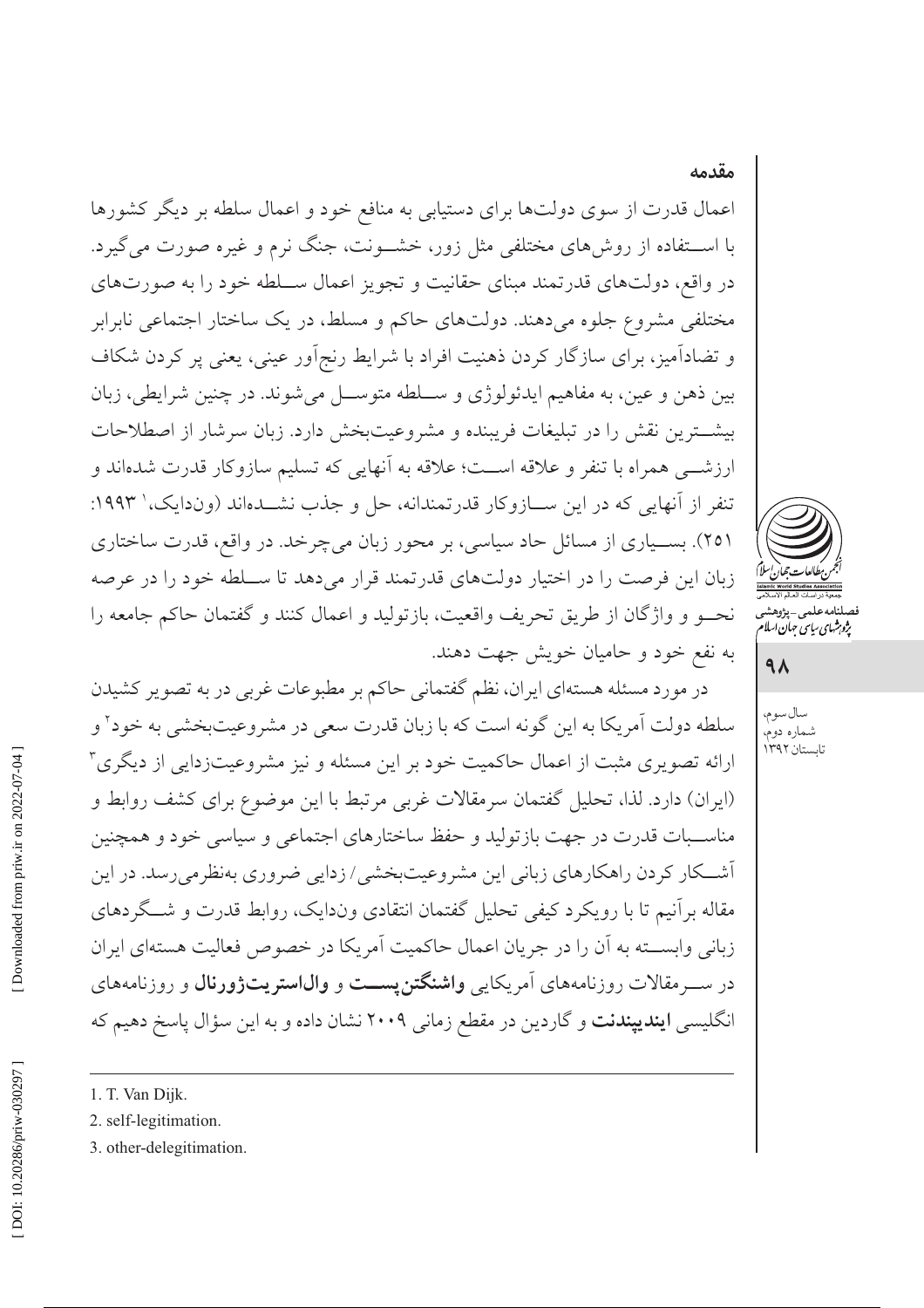## مقدمه

اعمال قدرت از سوی دولت‌ها برای دستیابی به منافع خود و اعمال سلطه بر دیگر کشورها با استفاده از روش‌های مختلفی مثل زور، خشونت، جنگ نرم و غیره صورت می‌گیرد. در واقع، دولت‌های قدرتمند مبنای حقانیت و تجویز اعمال سلطه خود را به صورت‌های مختلفی مشروع جلوه می‌دهند. دولت‌های حاکم و مسلط، در یک ساختار اجتماعی نابرابر و تضادآمیز، برای سازگار کردن ذهنیت افراد با شرایط رنج‌آور عینی، یعنی پر کردن شکاف بین ذهن و عین، به مفاهیم ایدئولوژی و سلطه متوسل می‌شوند. در چنین شرایطی، زبان بیشترین نقش را در تبلیغات فریبنده و مشروعیت‌بخش دارد. زبان سرشار از اصطلاحات ارزشی همراه با تنفر و علاقه است؛ علاقه به آنهایی که تسلیم سازوکار قدرت شده‌اند و تنفر از آنهایی که در این سازوکار قدرتمندانه، حل و جذب نشده‌اند (ون‌دایک،[1] ۱۹۹۳: ۲۵۱). بسیاری از مسائل حاد سیاسی، بر محور زبان می‌چرخد. در واقع، قدرت ساختاری زبان این فرصت را در اختیار دولت‌های قدرتمند قرار می‌دهد تا سلطه خود را در عرصه نحو و واژگان از طریق تحریف واقعیت، بازتولید و اعمال کنند و گفتمان حاکم جامعه را به نفع خود و حامیان خویش جهت دهند.

در مورد مسئله هسته‌ای ایران، نظم گفتمانی حاکم بر مطبوعات غربی در به تصویر کشیدن سلطه دولت آمریکا به این گونه است که با زبان قدرت سعی در مشروعیت‌بخشی به خود[2] و ارائه تصویری مثبت از اعمال حاکمیت خود بر این مسئله و نیز مشروعیت‌زدایی از دیگری[3] (ایران) دارد. لذا، تحلیل گفتمان سرمقالات غربی مرتبط با این موضوع برای کشف روابط و مناسبات قدرت در جهت بازتولید و حفظ ساختارهای اجتماعی و سیاسی خود و همچنین آشکار کردن راهکارهای زبانی این مشروعیت‌بخشی/ زدایی ضروری به‌نظر می‌رسد. در این مقاله برآنیم تا با رویکرد کیفی تحلیل گفتمان انتقادی ون‌دایک، روابط قدرت و شگردهای زبانی وابسته به آن را در جریان اعمال حاکمیت آمریکا در خصوص فعالیت هسته‌ای ایران در سرمقالات روزنامه‌های آمریکایی **واشنگتن‌پست** و **وال‌استریت‌ژورنال** و روزنامه‌های انگلیسی **ایندیپندنت** و گاردین در مقطع زمانی ۲۰۰۹ نشان داده و به این سؤال پاسخ دهیم که

---

1. T. Van Dijk.
2. self-legitimation.
3. other-delegitimation.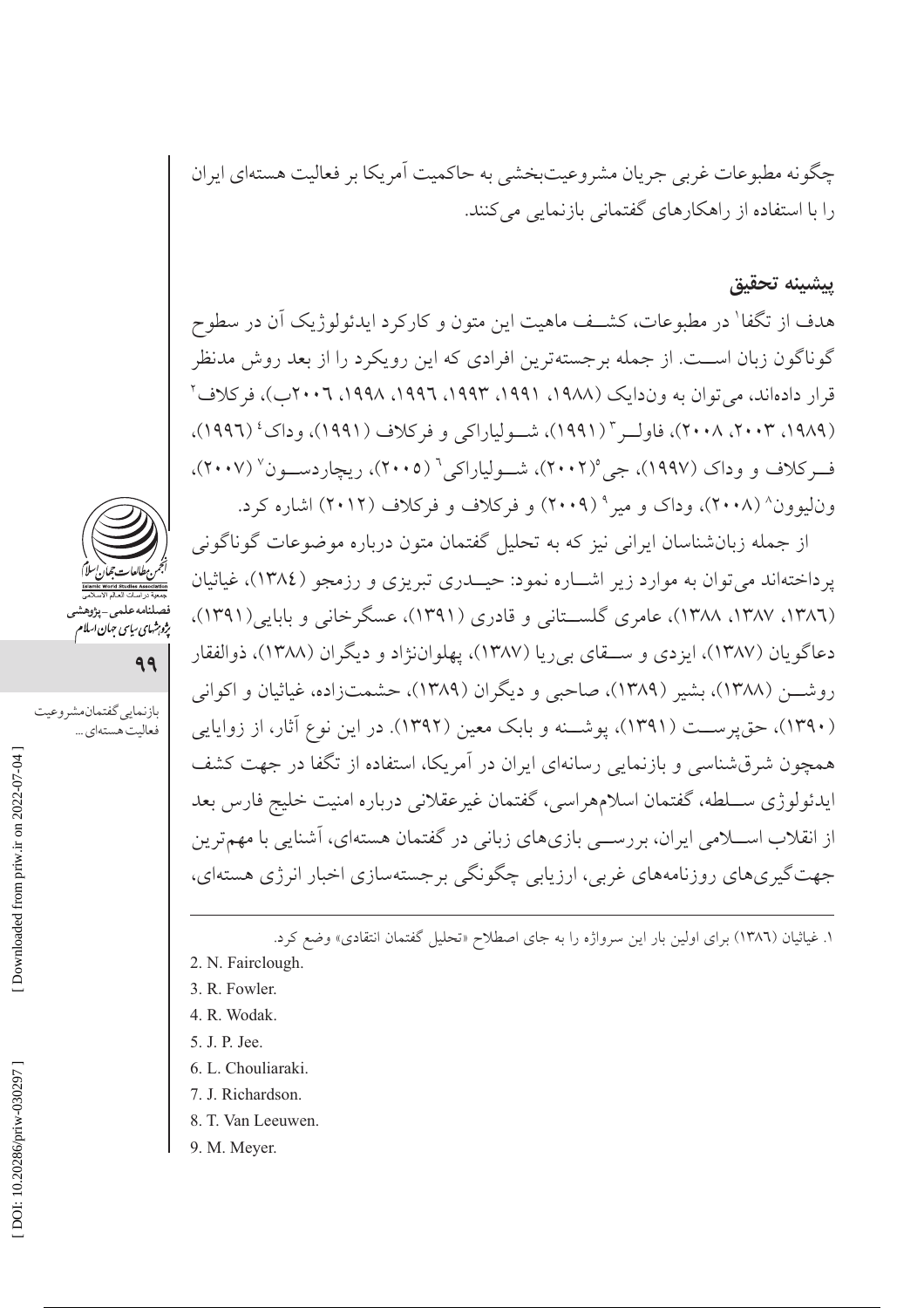چگونه مطبوعات غربی جریان مشروعیت‌بخشی به حاکمیت آمریکا بر فعالیت هسته‌ای ایران را با استفاده از راهکارهای گفتمانی بازنمایی می‌کنند.

## پیشینه تحقیق

هدف از تگفا[1] در مطبوعات، کشــف ماهیت این متون و کارکرد ایدئولوژیک آن در سطوح گوناگون زبان اســت. از جمله برجسته‌ترین افرادی که این رویکرد را از بعد روش مدنظر قرار داده‌اند، می‌توان به ون‌دایک (۱۹۸۸، ۱۹۹۱، ۱۹۹۳، ۱۹۹۶، ۱۹۹۸، ۲۰۰٦ب)، فرکلاف[2] (۱۹۸۹، ۲۰۰۳، ۲۰۰۸)، فاولــر[3] (۱۹۹۱)، شــولیاراکی و فرکلاف (۱۹۹۱)، وداک[4] (۱۹۹٦)، فــرکلاف و وداک (۱۹۹۷)، جی[5](۲۰۰۲)، شــولیاراکی[6] (۲۰۰۵)، ریچاردســون[7] (۲۰۰۷)، ون‌لیوون[8] (۲۰۰۸)، وداک و میر[9] (۲۰۰۹) و فرکلاف و فرکلاف (۲۰۱۲) اشاره کرد.

از جمله زبان‌شناسان ایرانی نیز که به تحلیل گفتمان متون درباره موضوعات گوناگونی پرداخته‌اند می‌توان به موارد زیر اشــاره نمود: حیــدری تبریزی و رزمجو (۱۳۸٤)، غیاثیان (۱۳۸٦، ۱۳۸۷، ۱۳۸۸)، عامری گلســتانی و قادری (۱۳۹۱)، عسگرخانی و بابایی(۱۳۹۱)، دعاگویان (۱۳۸۷)، ایزدی و ســقای بی‌ریا (۱۳۸۷)، پهلوان‌نژاد و دیگران (۱۳۸۸)، ذوالفقار روشـــن (۱۳۸۸)، بشیر (۱۳۸۹)، صاحبی و دیگران (۱۳۸۹)، حشمت‌زاده، غیاثیان و اکوانی (۱۳۹۰)، حق‌پرســـت (۱۳۹۱)، پوشـــنه و بابک معین (۱۳۹۲). در این نوع آثار، از زوایایی همچون شرق‌شناسی و بازنمایی رسانه‌ای ایران در آمریکا، استفاده از تگفا در جهت کشف ایدئولوژی ســلطه، گفتمان اسلام‌هراسی، گفتمان غیرعقلانی درباره امنیت خلیج فارس بعد از انقلاب اســلامی ایران، بررســی بازی‌های زبانی در گفتمان هسته‌ای، آشنایی با مهم‌ترین جهت‌گیری‌های روزنامه‌های غربی، ارزیابی چگونگی برجسته‌سازی اخبار انرژی هسته‌ای،

---

۱. غیاثیان (۱۳۸٦) برای اولین بار این سرواژه را به جای اصطلاح «تحلیل گفتمان انتقادی» وضع کرد.

2. N. Fairclough.
3. R. Fowler.
4. R. Wodak.
5. J. P. Jee.
6. L. Chouliaraki.
7. J. Richardson.
8. T. Van Leeuwen.
9. M. Meyer.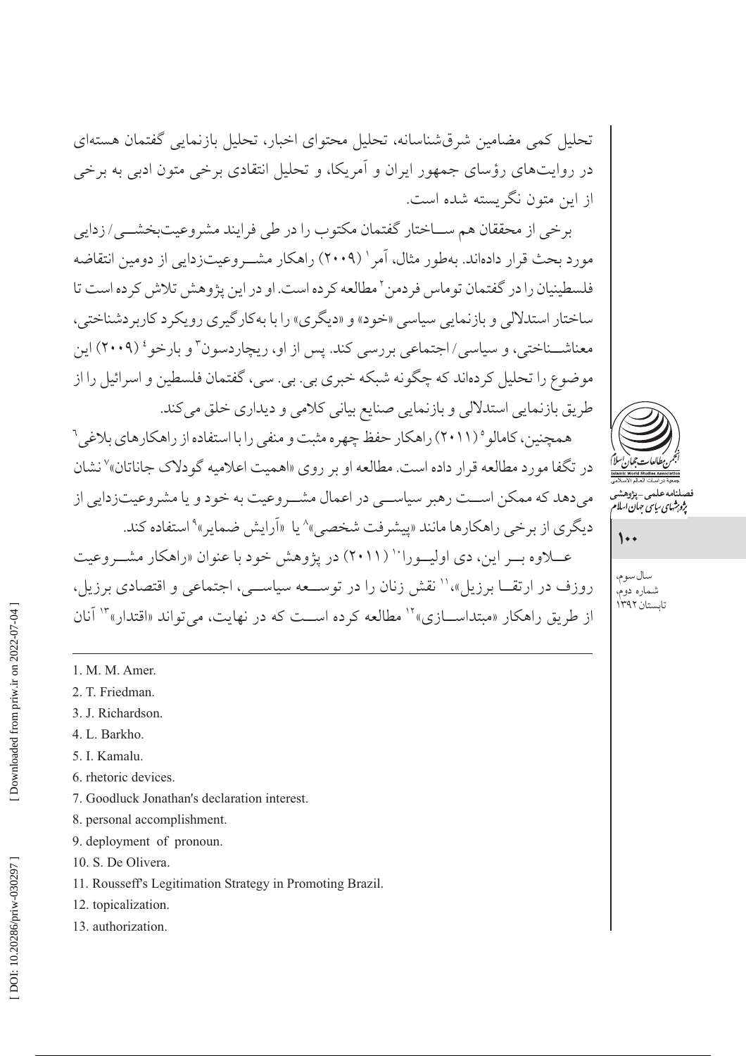تحلیل کمی مضامین شرق‌شناسانه، تحلیل محتوای اخبار، تحلیل بازنمایی گفتمان هسته‌ای در روایت‌های رؤسای جمهور ایران و آمریکا، و تحلیل انتقادی برخی متون ادبی به برخی از این متون نگریسته شده است.

برخی از محققان هم ساختار گفتمان مکتوب را در طی فرایند مشروعیت‌بخشی/زدایی مورد بحث قرار داده‌اند. به‌طور مثال، آمر[1] (۲۰۰۹) راهکار مشروعیت‌زدایی از دومین انتقاضه فلسطینیان را در گفتمان توماس فردمن[2] مطالعه کرده است. او در این پژوهش تلاش کرده است تا ساختار استدلالی و بازنمایی سیاسی «خود» و «دیگری» را با به‌کارگیری رویکرد کاربردشناختی، معناشناختی، و سیاسی/اجتماعی بررسی کند. پس از او، ریچاردسون[3] و بارخو[4] (۲۰۰۹) این موضوع را تحلیل کرده‌اند که چگونه شبکه خبری بی. بی. سی، گفتمان فلسطین و اسرائیل را از طریق بازنمایی استدلالی و بازنمایی صنایع بیانی کلامی و دیداری خلق می‌کند.

همچنین، کامالو[5] (۲۰۱۱) راهکار حفظ چهره مثبت و منفی را با استفاده از راهکارهای بلاغی[6] در تگفا مورد مطالعه قرار داده است. مطالعه او بر روی «اهمیت اعلامیه گودلاک جاناتان»[7] نشان می‌دهد که ممکن است رهبر سیاسی در اعمال مشروعیت به خود و یا مشروعیت‌زدایی از دیگری از برخی راهکارها مانند «پیشرفت شخصی»[8] یا «آرایش ضمایر»[9] استفاده کند.

علاوه بر این، دی اولیورا[10] (۲۰۱۱) در پژوهش خود با عنوان «راهکار مشروعیت روزف در ارتقا برزیل»،[11] نقش زنان را در توسعه سیاسی، اجتماعی و اقتصادی برزیل، از طریق راهکار «مبتداسازی»[12] مطالعه کرده است که در نهایت، می‌تواند «اقتدار»[13] آنان

---

1. M. M. Amer.
2. T. Friedman.
3. J. Richardson.
4. L. Barkho.
5. I. Kamalu.
6. rhetoric devices.
7. Goodluck Jonathan's declaration interest.
8. personal accomplishment.
9. deployment of pronoun.
10. S. De Olivera.
11. Rousseff's Legitimation Strategy in Promoting Brazil.
12. topicalization.
13. authorization.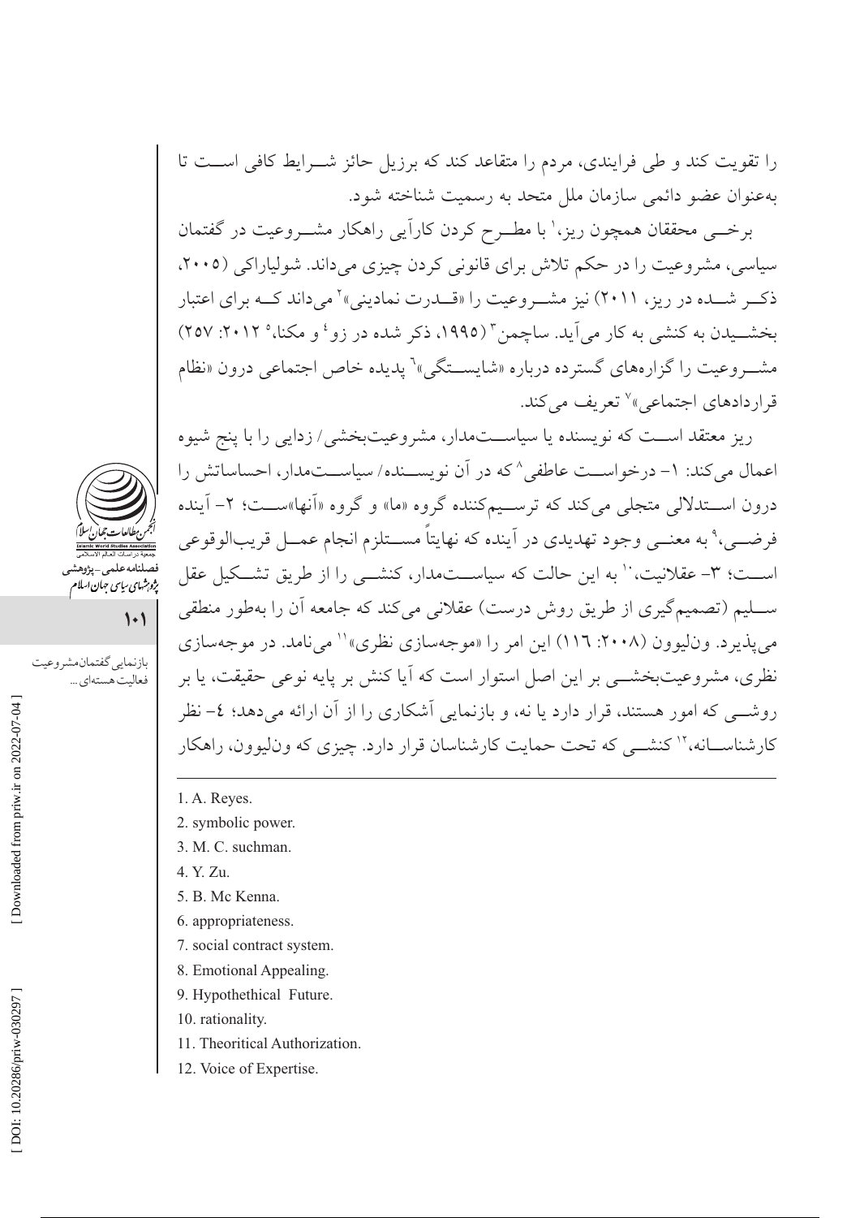را تقویت کند و طی فرایندی، مردم را متقاعد کند که برزیل حائز شرایط کافی است تا به‌عنوان عضو دائمی سازمان ملل متحد به رسمیت شناخته شود.

برخی محققان همچون ریز،[1] با مطرح کردن کارآیی راهکار مشروعیت در گفتمان سیاسی، مشروعیت را در حکم تلاش برای قانونی کردن چیزی می‌داند. شولیاراکی (۲۰۰۵، ذکر شده در ریز، ۲۰۱۱) نیز مشروعیت را «قدرت نمادینی»[2] می‌داند که برای اعتبار بخشیدن به کنشی به کار می‌آید. ساچمن[3] (۱۹۹۵، ذکر شده در زو[4] و مکنا،[5] ۲۰۱۲: ۲۵۷) مشروعیت را گزاره‌های گسترده درباره «شایستگی»[6] پدیده خاص اجتماعی درون «نظام قراردادهای اجتماعی»[7] تعریف می‌کند.

ریز معتقد است که نویسنده یا سیاست‌مدار، مشروعیت‌بخشی/ زدایی را با پنج شیوه اعمال می‌کند: ۱- درخواست عاطفی[8] که در آن نویسنده/ سیاست‌مدار، احساساتش را درون استدلالی متجلی می‌کند که ترسیم‌کننده گروه «ما» و گروه «آنها»ست؛ ۲- آینده فرضی،[9] به معنی وجود تهدیدی در آینده که نهایتاً مستلزم انجام عمل قریب‌الوقوعی است؛ ۳- عقلانیت،[10] به این حالت که سیاست‌مدار، کنشی را از طریق تشکیل عقل سلیم (تصمیم‌گیری از طریق روش درست) عقلانی می‌کند که جامعه آن را به‌طور منطقی می‌پذیرد. ون‌لیوون (۲۰۰۸: ۱۱۶) این امر را «موجه‌سازی نظری»[11] می‌نامد. در موجه‌سازی نظری، مشروعیت‌بخشی بر این اصل استوار است که آیا کنش بر پایه نوعی حقیقت، یا بر روشی که امور هستند، قرار دارد یا نه، و بازنمایی آشکاری را از آن ارائه می‌دهد؛ ۴- نظر کارشناسانه،[12] کنشی که تحت حمایت کارشناسان قرار دارد. چیزی که ون‌لیوون، راهکار

---

1. A. Reyes.
2. symbolic power.
3. M. C. suchman.
4. Y. Zu.
5. B. Mc Kenna.
6. appropriateness.
7. social contract system.
8. Emotional Appealing.
9. Hypothethical Future.
10. rationality.
11. Theoritical Authorization.
12. Voice of Expertise.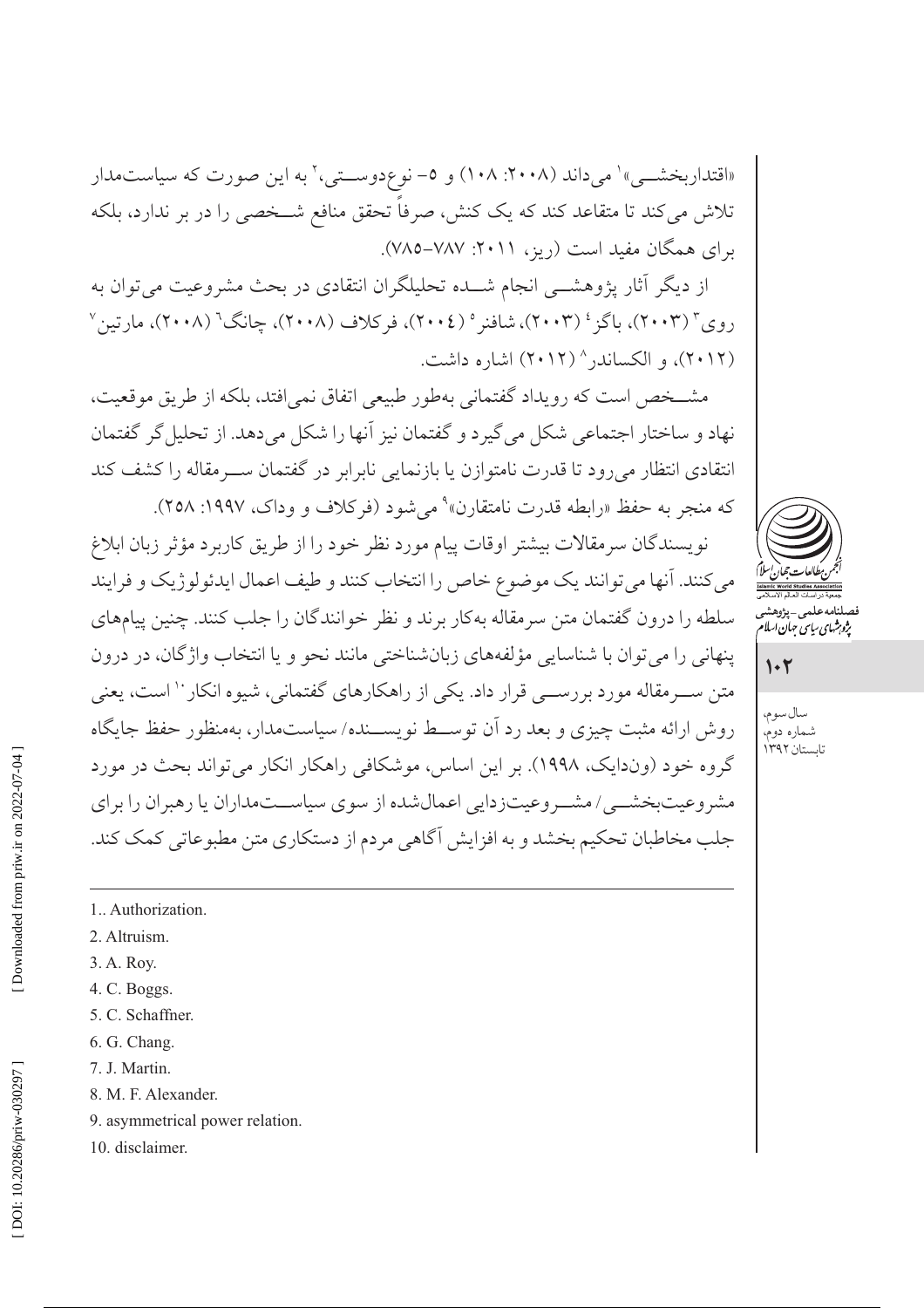«اقتداربخشـــی»[1] می‌داند (۲۰۰۸: ۱۰۸) و ۵- نوع‌دوســـتی،[2] به این صورت که سیاست‌مدار تلاش می‌کند تا متقاعد کند که یک کنش، صرفاً تحقق منافع شـــخصی را در بر ندارد، بلکه برای همگان مفید است (ریز، ۲۰۱۱: ۷۸۷-۷۸۵).

از دیگر آثار پژوهشـــی انجام شـــده تحلیلگران انتقادی در بحث مشروعیت می‌توان به روی[3] (۲۰۰۳)، باگز[4] (۲۰۰۳)، شافنر[5] (۲۰۰٤)، فرکلاف (۲۰۰۸)، چانگ[6] (۲۰۰۸)، مارتین[7] (۲۰۱۲)، و الکساندر[8] (۲۰۱۲) اشاره داشت.

مشـــخص است که رویداد گفتمانی به‌طور طبیعی اتفاق نمی‌افتد، بلکه از طریق موقعیت، نهاد و ساختار اجتماعی شکل می‌گیرد و گفتمان نیز آنها را شکل می‌دهد. از تحلیل‌گر گفتمان انتقادی انتظار می‌رود تا قدرت نامتوازن یا بازنمایی نابرابر در گفتمان ســـرمقاله را کشف کند که منجر به حفظ «رابطه قدرت نامتقارن»[9] می‌شود (فرکلاف و وداک، ۱۹۹۷: ۲۵۸).

نویسندگان سرمقالات بیشتر اوقات پیام مورد نظر خود را از طریق کاربرد مؤثر زبان ابلاغ می‌کنند. آنها می‌توانند یک موضوع خاص را انتخاب کنند و طیف اعمال ایدئولوژیک و فرایند سلطه را درون گفتمان متن سرمقاله به‌کار برند و نظر خوانندگان را جلب کنند. چنین پیام‌های پنهانی را می‌توان با شناسایی مؤلفه‌های زبان‌شناختی مانند نحو و یا انتخاب واژگان، در درون متن ســـرمقاله مورد بررســـی قرار داد. یکی از راهکارهای گفتمانی، شیوه انکار[10] است، یعنی روش ارائه مثبت چیزی و بعد رد آن توســـط نویســـنده/ سیاست‌مدار، به‌منظور حفظ جایگاه گروه خود (ون‌دایک، ۱۹۹۸). بر این اساس، موشکافی راهکار انکار می‌تواند بحث در مورد مشروعیت‌بخشـــی/ مشـــروعیت‌زدایی اعمال‌شده از سوی سیاســـت‌مداران یا رهبران را برای جلب مخاطبان تحکیم بخشد و به افزایش آگاهی مردم از دستکاری متن مطبوعاتی کمک کند.

---

1.. Authorization.

2. Altruism.

3. A. Roy.

4. C. Boggs.

5. C. Schaffner.

6. G. Chang.

7. J. Martin.

8. M. F. Alexander.

9. asymmetrical power relation.

10. disclaimer.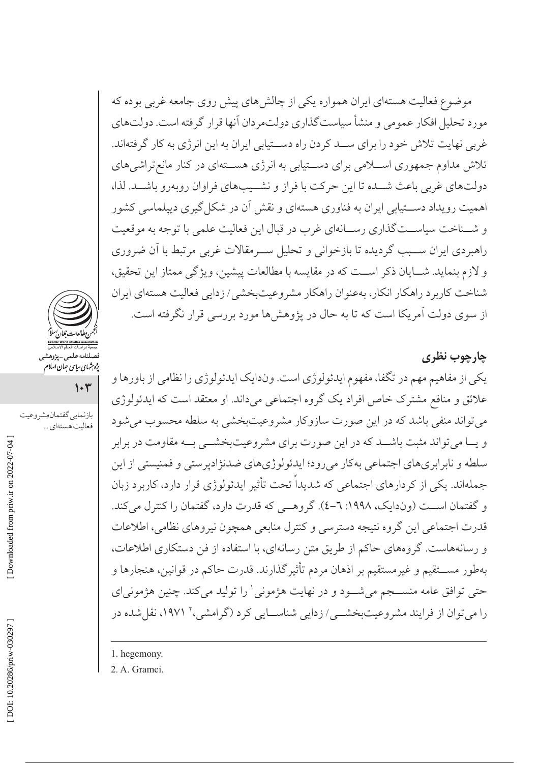موضوع فعالیت هسته‌ای ایران همواره یکی از چالش‌های پیش روی جامعه غربی بوده که مورد تحلیل افکار عمومی و منشأ سیاست‌گذاری دولت‌مردان آنها قرار گرفته است. دولت‌های غربی نهایت تلاش خود را برای سد کردن راه دستیابی ایران به این انرژی به کار گرفته‌اند. تلاش مداوم جمهوری اسلامی برای دستیابی به انرژی هسته‌ای در کنار مانع‌تراشی‌های دولت‌های غربی باعث شده تا این حرکت با فراز و نشیب‌های فراوان روبه‌رو باشد. لذا، اهمیت رویداد دستیابی ایران به فناوری هسته‌ای و نقش آن در شکل‌گیری دیپلماسی کشور و شناخت سیاست‌گذاری رسانه‌ای غرب در قبال این فعالیت علمی با توجه به موقعیت راهبردی ایران سبب گردیده تا بازخوانی و تحلیل سرمقالات غربی مرتبط با آن ضروری و لازم بنماید. شایان ذکر است که در مقایسه با مطالعات پیشین، ویژگی ممتاز این تحقیق، شناخت کاربرد راهکار انکار، به‌عنوان راهکار مشروعیت‌بخشی/ زدایی فعالیت هسته‌ای ایران از سوی دولت آمریکا است که تا به حال در پژوهش‌ها مورد بررسی قرار نگرفته است.

## چارچوب نظری

یکی از مفاهیم مهم در تگفا، مفهوم ایدئولوژی است. ون‌دایک ایدئولوژی را نظامی از باورها و علائق و منافع مشترک خاص افراد یک گروه اجتماعی می‌داند. او معتقد است که ایدئولوژی می‌تواند منفی باشد که در این صورت سازوکار مشروعیت‌بخشی به سلطه محسوب می‌شود و یا می‌تواند مثبت باشد که در این صورت برای مشروعیت‌بخشی به مقاومت در برابر سلطه و نابرابری‌های اجتماعی به‌کار می‌رود؛ ایدئولوژی‌های ضدنژادپرستی و فمنیستی از این جمله‌اند. یکی از کردارهای اجتماعی که شدیداً تحت تأثیر ایدئولوژی قرار دارد، کاربرد زبان و گفتمان است (ون‌دایک، ۱۹۹۸: ٦-٤). گروهی که قدرت دارد، گفتمان را کنترل می‌کند. قدرت اجتماعی این گروه نتیجه دسترسی و کنترل منابعی همچون نیروهای نظامی، اطلاعات و رسانه‌هاست. گروه‌های حاکم از طریق متن رسانه‌ای، با استفاده از فن دستکاری اطلاعات، به‌طور مستقیم و غیرمستقیم بر اذهان مردم تأثیرگذارند. قدرت حاکم در قوانین، هنجارها و حتی توافق عامه منسجم می‌شود و در نهایت هژمونی[1] را تولید می‌کند. چنین هژمونی‌ای را می‌توان از فرایند مشروعیت‌بخشی/ زدایی شناسایی کرد (گرامشی،[2] ۱۹۷۱، نقل‌شده در

---

1. hegemony.
2. A. Gramci.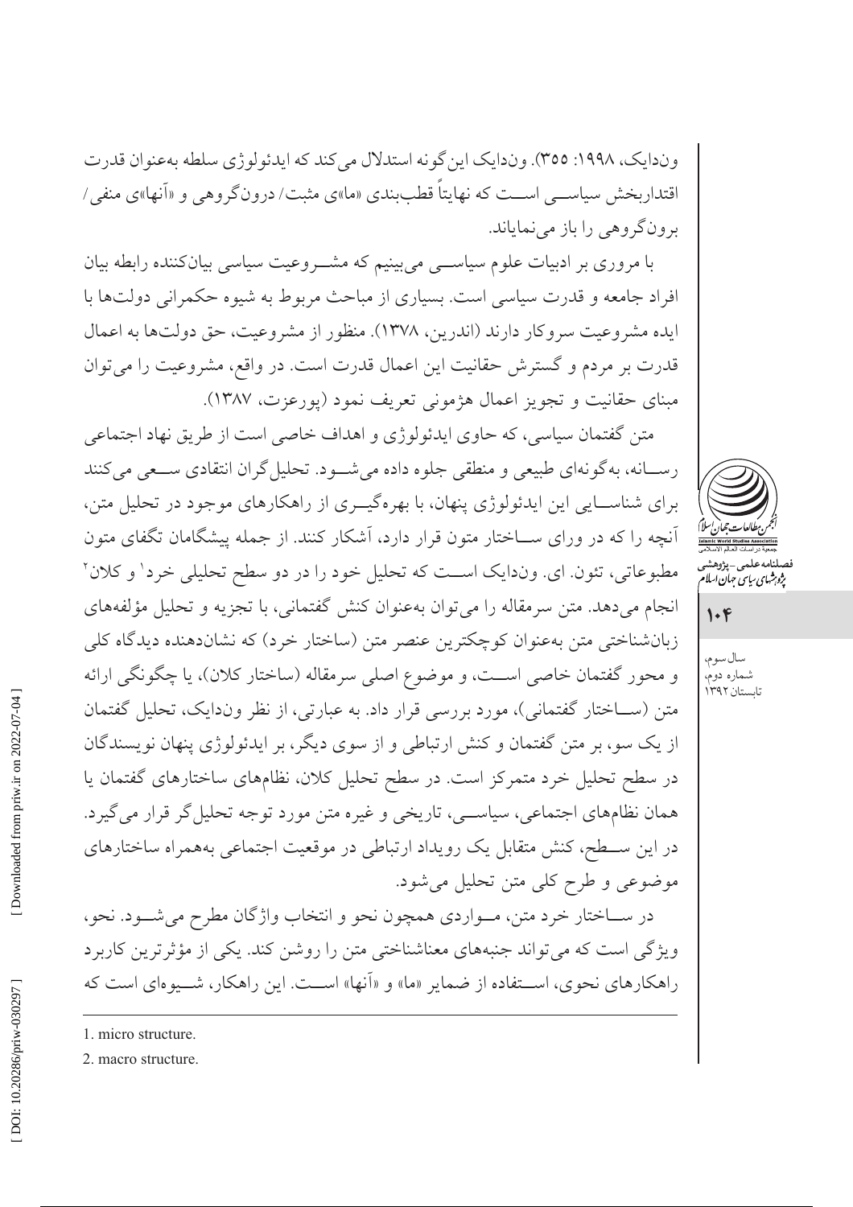ون‌دایک، ۱۹۹۸: ۳۵۵). ون‌دایک این‌گونه استدلال می‌کند که ایدئولوژی سلطه به‌عنوان قدرت اقتداربخش سیاسی است که نهایتاً قطب‌بندی «ما»ی مثبت/ درون‌گروهی و «آنها»ی منفی/ برون‌گروهی را باز می‌نمایاند.

با مروری بر ادبیات علوم سیاسی می‌بینیم که مشروعیت سیاسی بیان‌کننده رابطه بیان افراد جامعه و قدرت سیاسی است. بسیاری از مباحث مربوط به شیوه حکمرانی دولت‌ها با ایده مشروعیت سروکار دارند (اندرین، ۱۳۷۸). منظور از مشروعیت، حق دولت‌ها به اعمال قدرت بر مردم و گسترش حقانیت این اعمال قدرت است. در واقع، مشروعیت را می‌توان مبنای حقانیت و تجویز اعمال هژمونی تعریف نمود (پورعزت، ۱۳۸۷).

متن گفتمان سیاسی، که حاوی ایدئولوژی و اهداف خاصی است از طریق نهاد اجتماعی رسانه، به‌گونه‌ای طبیعی و منطقی جلوه داده می‌شود. تحلیل‌گران انتقادی سعی می‌کنند برای شناسایی این ایدئولوژی پنهان، با بهره‌گیری از راهکارهای موجود در تحلیل متن، آنچه را که در ورای ساختار متون قرار دارد، آشکار کنند. از جمله پیشگامان تگفای متون مطبوعاتی، تئون. ای. ون‌دایک است که تحلیل خود را در دو سطح تحلیلی خرد[1] و کلان[2] انجام می‌دهد. متن سرمقاله را می‌توان به‌عنوان کنش گفتمانی، با تجزیه و تحلیل مؤلفه‌های زبان‌شناختی متن به‌عنوان کوچکترین عنصر متن (ساختار خرد) که نشان‌دهنده دیدگاه کلی و محور گفتمان خاصی است، و موضوع اصلی سرمقاله (ساختار کلان)، یا چگونگی ارائه متن (ساختار گفتمانی)، مورد بررسی قرار داد. به عبارتی، از نظر ون‌دایک، تحلیل گفتمان از یک سو، بر متن گفتمان و کنش ارتباطی و از سوی دیگر، بر ایدئولوژی پنهان نویسندگان در سطح تحلیل خرد متمرکز است. در سطح تحلیل کلان، نظام‌های ساختارهای گفتمان یا همان نظام‌های اجتماعی، سیاسی، تاریخی و غیره متن مورد توجه تحلیل‌گر قرار می‌گیرد. در این سطح، کنش متقابل یک رویداد ارتباطی در موقعیت اجتماعی به‌همراه ساختارهای موضوعی و طرح کلی متن تحلیل می‌شود.

در ساختار خرد متن، مواردی همچون نحو و انتخاب واژگان مطرح می‌شود. نحو، ویژگی است که می‌تواند جنبه‌های معناشناختی متن را روشن کند. یکی از مؤثرترین کاربرد راهکارهای نحوی، استفاده از ضمایر «ما» و «آنها» است. این راهکار، شیوه‌ای است که

---

1. micro structure.
2. macro structure.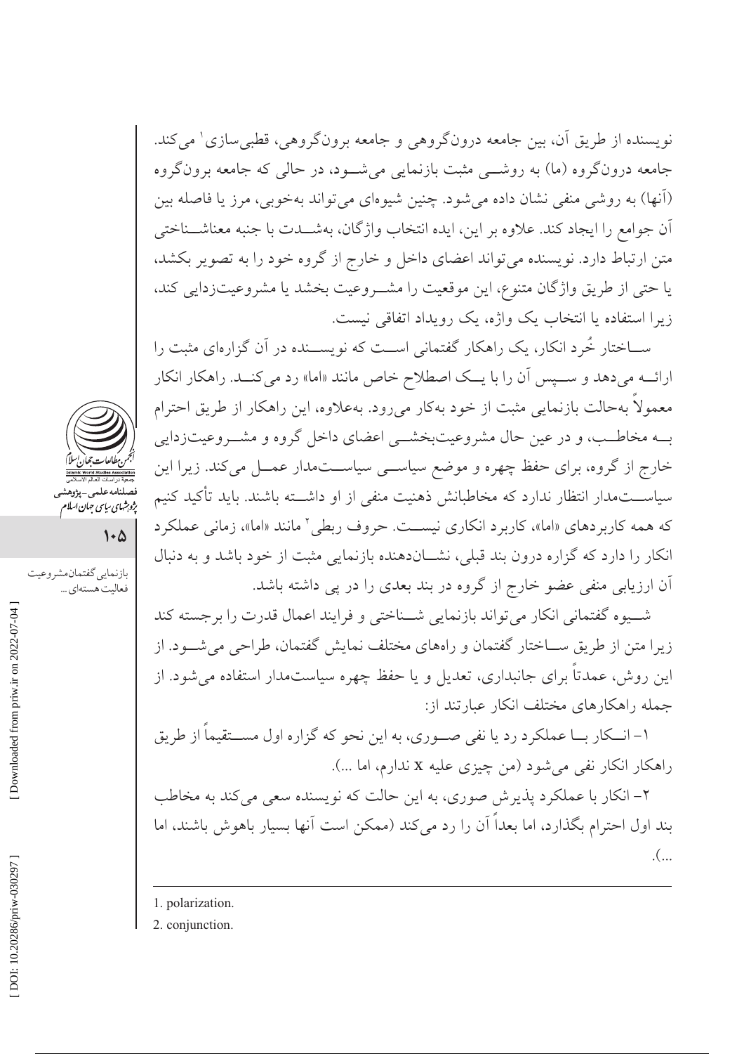نویسنده از طریق آن، بین جامعه درون‌گروهی و جامعه برون‌گروهی، قطبی‌سازی[1] می‌کند. جامعه درون‌گروه (ما) به روشی مثبت بازنمایی می‌شود، در حالی که جامعه برون‌گروه (آنها) به روشی منفی نشان داده می‌شود. چنین شیوه‌ای می‌تواند به‌خوبی، مرز یا فاصله بین آن جوامع را ایجاد کند. علاوه بر این، ایده انتخاب واژگان، به‌شدت با جنبه معناشناختی متن ارتباط دارد. نویسنده می‌تواند اعضای داخل و خارج از گروه خود را به تصویر بکشد، یا حتی از طریق واژگان متنوع، این موقعیت را مشروعیت بخشد یا مشروعیت‌زدایی کند، زیرا استفاده یا انتخاب یک واژه، یک رویداد اتفاقی نیست.

ساختار خُرد انکار، یک راهکار گفتمانی است که نویسنده در آن گزاره‌ای مثبت را ارائه می‌دهد و سپس آن را با یک اصطلاح خاص مانند «اما» رد می‌کند. راهکار انکار معمولاً به‌حالت بازنمایی مثبت از خود به‌کار می‌رود. به‌علاوه، این راهکار از طریق احترام به مخاطب، و در عین حال مشروعیت‌بخشی اعضای داخل گروه و مشروعیت‌زدایی خارج از گروه، برای حفظ چهره و موضع سیاسی سیاست‌مدار عمل می‌کند. زیرا این سیاست‌مدار انتظار ندارد که مخاطبانش ذهنیت منفی از او داشته باشند. باید تأکید کنیم که همه کاربردهای «اما»، کاربرد انکاری نیست. حروف ربطی[2] مانند «اما»، زمانی عملکرد انکار را دارد که گزاره درون بند قبلی، نشان‌دهنده بازنمایی مثبت از خود باشد و به دنبال آن ارزیابی منفی عضو خارج از گروه در بند بعدی را در پی داشته باشد.

شیوه گفتمانی انکار می‌تواند بازنمایی شناختی و فرایند اعمال قدرت را برجسته کند زیرا متن از طریق ساختار گفتمان و راه‌های مختلف نمایش گفتمان، طراحی می‌شود. از این روش، عمدتاً برای جانبداری، تعدیل و یا حفظ چهره سیاست‌مدار استفاده می‌شود. از جمله راهکارهای مختلف انکار عبارتند از:

۱- انکار با عملکرد رد یا نفی صوری، به این نحو که گزاره اول مستقیماً از طریق راهکار انکار نفی می‌شود (من چیزی علیه x ندارم، اما ...).

۲- انکار با عملکرد پذیرش صوری، به این حالت که نویسنده سعی می‌کند به مخاطب بند اول احترام بگذارد، اما بعداً آن را رد می‌کند (ممکن است آنها بسیار باهوش باشند، اما ...).

---

1. polarization.
2. conjunction.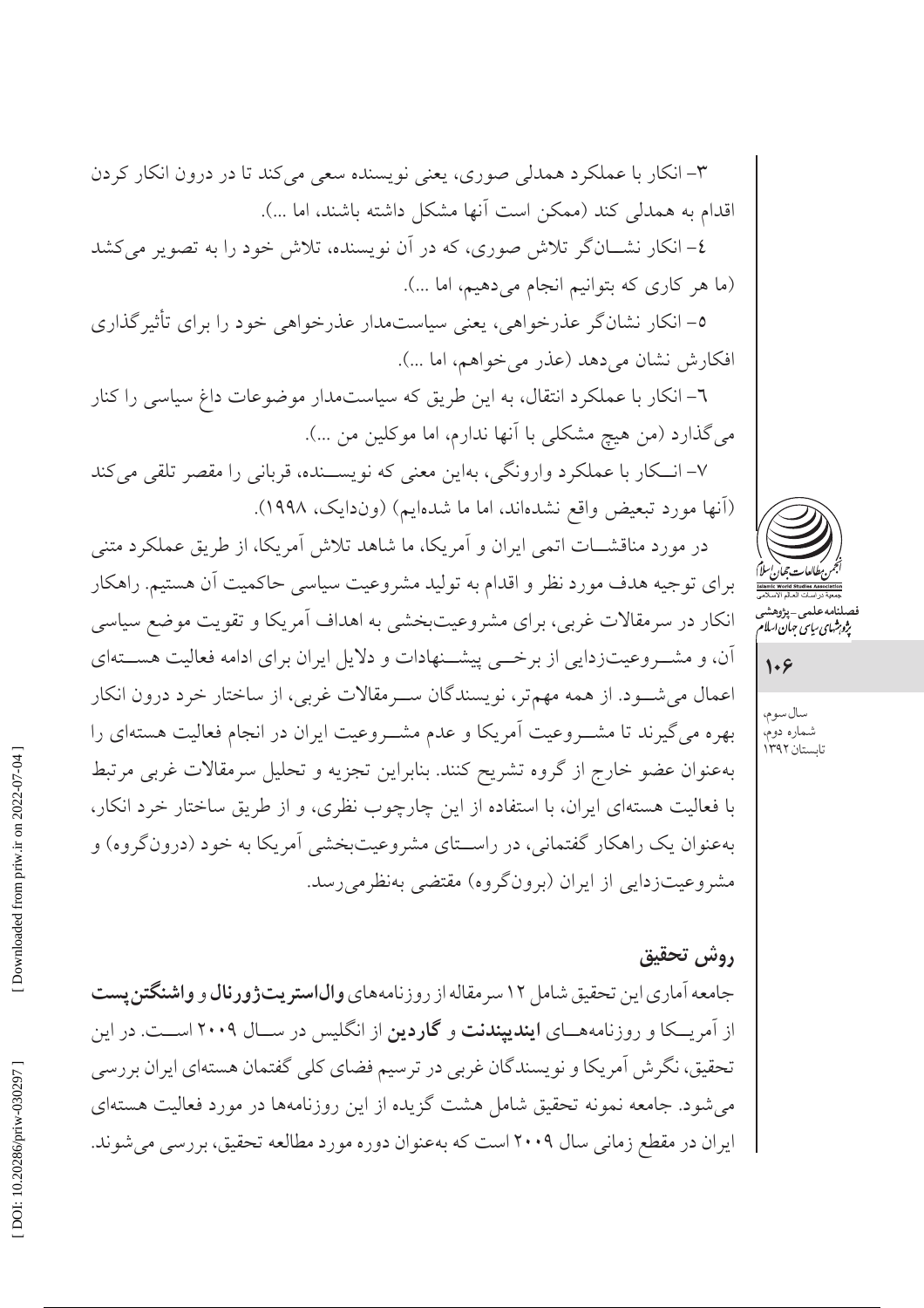۳- انکار با عملکرد همدلی صوری، یعنی نویسنده سعی می‌کند تا در درون انکار کردن اقدام به همدلی کند (ممکن است آنها مشکل داشته باشند، اما ...).

٤- انکار نشـــان‌گر تلاش صوری، که در آن نویسنده، تلاش خود را به تصویر می‌کشد (ما هر کاری که بتوانیم انجام می‌دهیم، اما ...).

٥- انکار نشان‌گر عذرخواهی، یعنی سیاست‌مدار عذرخواهی خود را برای تأثیرگذاری افکارش نشان می‌دهد (عذر می‌خواهم، اما ...).

٦- انکار با عملکرد انتقال، به این طریق که سیاست‌مدار موضوعات داغ سیاسی را کنار می‌گذارد (من هیچ مشکلی با آنها ندارم، اما موکلین من ...).

۷- انـــکار با عملکرد وارونگی، به‌این معنی که نویســـنده، قربانی را مقصر تلقی می‌کند (آنها مورد تبعیض واقع نشده‌اند، اما ما شده‌ایم) (ون‌دایک، ۱۹۹۸).

در مورد مناقشـــات اتمی ایران و آمریکا، ما شاهد تلاش آمریکا، از طریق عملکرد متنی برای توجیه هدف مورد نظر و اقدام به تولید مشروعیت سیاسی حاکمیت آن هستیم. راهکار انکار در سرمقالات غربی، برای مشروعیت‌بخشی به اهداف آمریکا و تقویت موضع سیاسی آن، و مشـــروعیت‌زدایی از برخـــی پیشـــنهادات و دلایل ایران برای ادامه فعالیت هســـته‌ای اعمال می‌شـــود. از همه مهم‌تر، نویسندگان ســـرمقالات غربی، از ساختار خرد درون انکار بهره می‌گیرند تا مشـــروعیت آمریکا و عدم مشـــروعیت ایران در انجام فعالیت هسته‌ای را به‌عنوان عضو خارج از گروه تشریح کنند. بنابراین تجزیه و تحلیل سرمقالات غربی مرتبط با فعالیت هسته‌ای ایران، با استفاده از این چارچوب نظری، و از طریق ساختار خرد انکار، به‌عنوان یک راهکار گفتمانی، در راســـتای مشروعیت‌بخشی آمریکا به خود (درون‌گروه) و مشروعیت‌زدایی از ایران (برون‌گروه) مقتضی به‌نظر‌می‌رسد.

## روش تحقیق

جامعه آماری این تحقیق شامل ۱۲ سرمقاله از روزنامه‌های **وال‌استریت‌ژورنال** و **واشنگتن‌پست** از آمریـــکا و روزنامه‌هـــای **ایندیپندنت** و **گاردین** از انگلیس در ســـال ۲۰۰۹ اســـت. در این تحقیق، نگرش آمریکا و نویسندگان غربی در ترسیم فضای کلی گفتمان هسته‌ای ایران بررسی می‌شود. جامعه نمونه تحقیق شامل هشت گزیده از این روزنامه‌ها در مورد فعالیت هسته‌ای ایران در مقطع زمانی سال ۲۰۰۹ است که به‌عنوان دوره مورد مطالعه تحقیق، بررسی می‌شوند.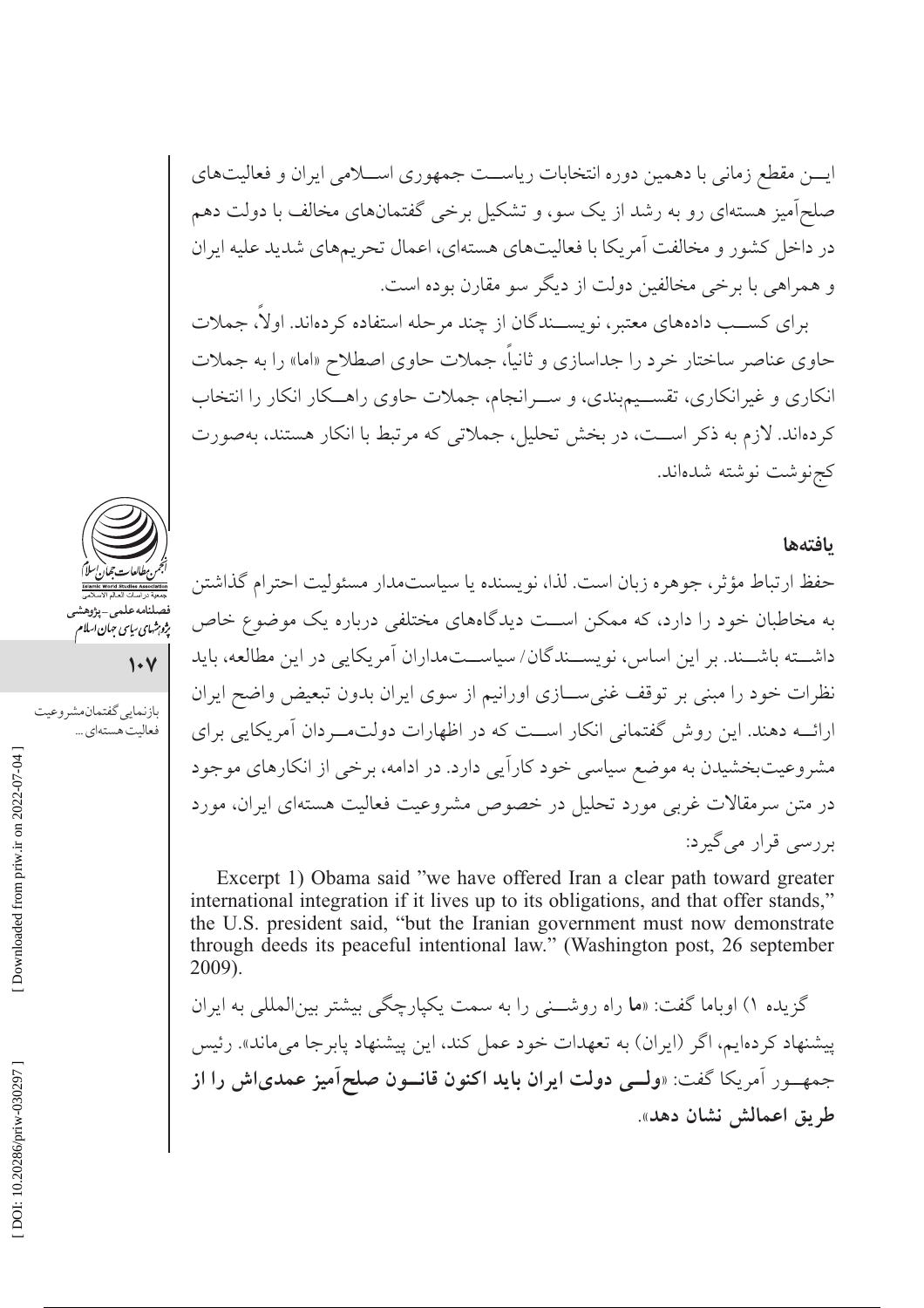ایـن مقطع زمانی با دهمین دوره انتخابات ریاسـت جمهوری اسـلامی ایران و فعالیت‌های صلح‌آمیز هسته‌ای رو به رشد از یک سو، و تشکیل برخی گفتمان‌های مخالف با دولت دهم در داخل کشور و مخالفت آمریکا با فعالیت‌های هسته‌ای، اعمال تحریم‌های شدید علیه ایران و همراهی با برخی مخالفین دولت از دیگر سو مقارن بوده است.

برای کسـب داده‌های معتبر، نویسـندگان از چند مرحله استفاده کرده‌اند. اولاً، جملات حاوی عناصر ساختار خرد را جداسازی و ثانیاً، جملات حاوی اصطلاح «اما» را به جملات انکاری و غیرانکاری، تقسـیم‌بندی، و سـرانجام، جملات حاوی راهـکار انکار را انتخاب کرده‌اند. لازم به ذکر اسـت، در بخش تحلیل، جملاتی که مرتبط با انکار هستند، به‌صورت کج‌نوشت نوشته شده‌اند.

### یافته‌ها

حفظ ارتباط مؤثر، جوهره زبان است. لذا، نویسنده یا سیاست‌مدار مسئولیت احترام گذاشتن به مخاطبان خود را دارد، که ممکن اسـت دیدگاه‌های مختلفی درباره یک موضوع خاص داشـته باشـند. بر این اساس، نویسـندگان/ سیاسـت‌مداران آمریکایی در این مطالعه، باید نظرات خود را مبنی بر توقف غنی‌سـازی اورانیم از سوی ایران بدون تبعیض واضح ایران ارائـه دهند. این روش گفتمانی انکار اسـت که در اظهارات دولت‌مـردان آمریکایی برای مشروعیت‌بخشیدن به موضع سیاسی خود کارآیی دارد. در ادامه، برخی از انکارهای موجود در متن سرمقالات غربی مورد تحلیل در خصوص مشروعیت فعالیت هسته‌ای ایران، مورد بررسی قرار می‌گیرد:

Excerpt 1) Obama said "we have offered Iran a clear path toward greater international integration if it lives up to its obligations, and that offer stands," the U.S. president said, "but the Iranian government must now demonstrate through deeds its peaceful intentional law." (Washington post, 26 september 2009).

گزیده ۱) اوباما گفت: «**ما** راه روشـنی را به سمت یکپارچگی بیشتر بین‌المللی به ایران پیشنهاد کرده‌ایم، اگر (ایران) به تعهدات خود عمل کند، این پیشنهاد پابرجا می‌ماند». رئیس جمهـور آمریکا گفت: «**ولـی دولت ایران باید اکنون قانـون صلح‌آمیز عمدی‌اش را از طریق اعمالش نشان دهد**».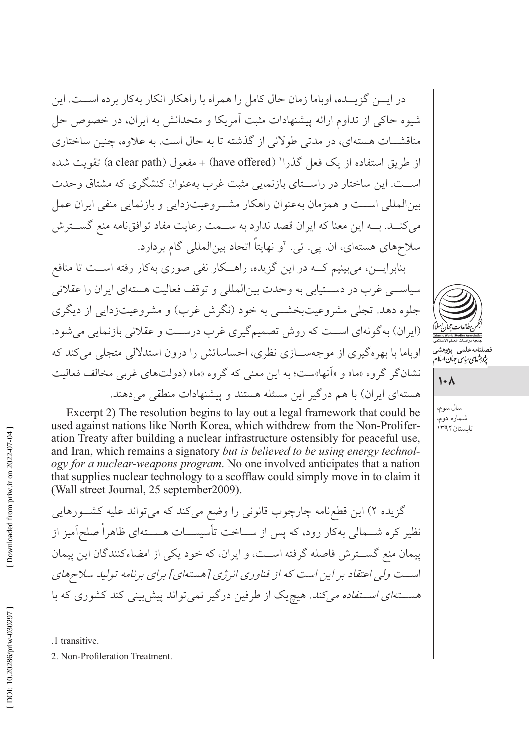در ایـــن گزیـــده، اوباما زمان حال کامل را همراه با راهکار انکار به‌کار برده اســـت. این شیوه حاکی از تداوم ارائه پیشنهادات مثبت آمریکا و متحدانش به ایران، در خصوص حل مناقشـــات هسته‌ای، در مدتی طولانی از گذشته تا به حال است. به علاوه، چنین ساختاری از طریق استفاده از یک فعل گذرا[1] (have offered) + مفعول (a clear path) تقویت شده اســـت. این ساختار در راســـتای بازنمایی مثبت غرب به‌عنوان کنشگری که مشتاق وحدت بین‌المللی اســـت و همزمان به‌عنوان راهکار مشـــروعیت‌زدایی و بازنمایی منفی ایران عمل می‌کنـــد. بـــه این معنا که ایران قصد ندارد به ســـمت رعایت مفاد توافق‌نامه منع گســـترش سلاح‌های هسته‌ای، ان. پی. تی.[2] و نهایتاً اتحاد بین‌المللی گام بردارد.

بنابرایـــن، می‌بینیم کـــه در این گزیده، راهـــکار نفی صوری به‌کار رفته اســـت تا منافع سیاســـی غرب در دســـتیابی به وحدت بین‌المللی و توقف فعالیت هسته‌ای ایران را عقلانی جلوه دهد. تجلی مشروعیت‌بخشـــی به خود (نگرش غرب) و مشروعیت‌زدایی از دیگری (ایران) به‌گونه‌ای اســـت که روش تصمیم‌گیری غرب درســـت و عقلانی بازنمایی می‌شود. اوباما با بهره‌گیری از موجه‌ســـازی نظری، احساساتش را درون استدلالی متجلی می‌کند که نشان‌گر گروه «ما» و «آنها»ست؛ به این معنی که گروه «ما» (دولت‌های غربی مخالف فعالیت هسته‌ای ایران) با هم درگیر این مسئله هستند و پیشنهادات منطقی می‌دهند.

Excerpt 2) The resolution begins to lay out a legal framework that could be used against nations like North Korea, which withdrew from the Non-Proliferation Treaty after building a nuclear infrastructure ostensibly for peaceful use, and Iran, which remains a signatory *but is believed to be using energy technology for a nuclear-weapons program*. No one involved anticipates that a nation that supplies nuclear technology to a scofflaw could simply move in to claim it (Wall street Journal, 25 september2009).

گزیده ۲) این قطع‌نامه چارچوب قانونی را وضع می‌کند که می‌تواند علیه کشـــورهایی نظیر کره شـــمالی به‌کار رود، که پس از ســـاخت تأسیســـات هســـته‌ای ظاهراً صلح‌آمیز از پیمان منع گســـترش فاصله گرفته اســـت، و ایران، که خود یکی از امضاءکنندگان این پیمان اســـت *ولی اعتقاد بر این است که از فناوری انرژی [هسته‌ای] برای برنامه تولید سلاح‌های هســـته‌ای اســـتفاده می‌کند*. هیچ‌یک از طرفین درگیر نمی‌تواند پیش‌بینی کند کشوری که با

---

1. transitive.

2. Non-Profileration Treatment.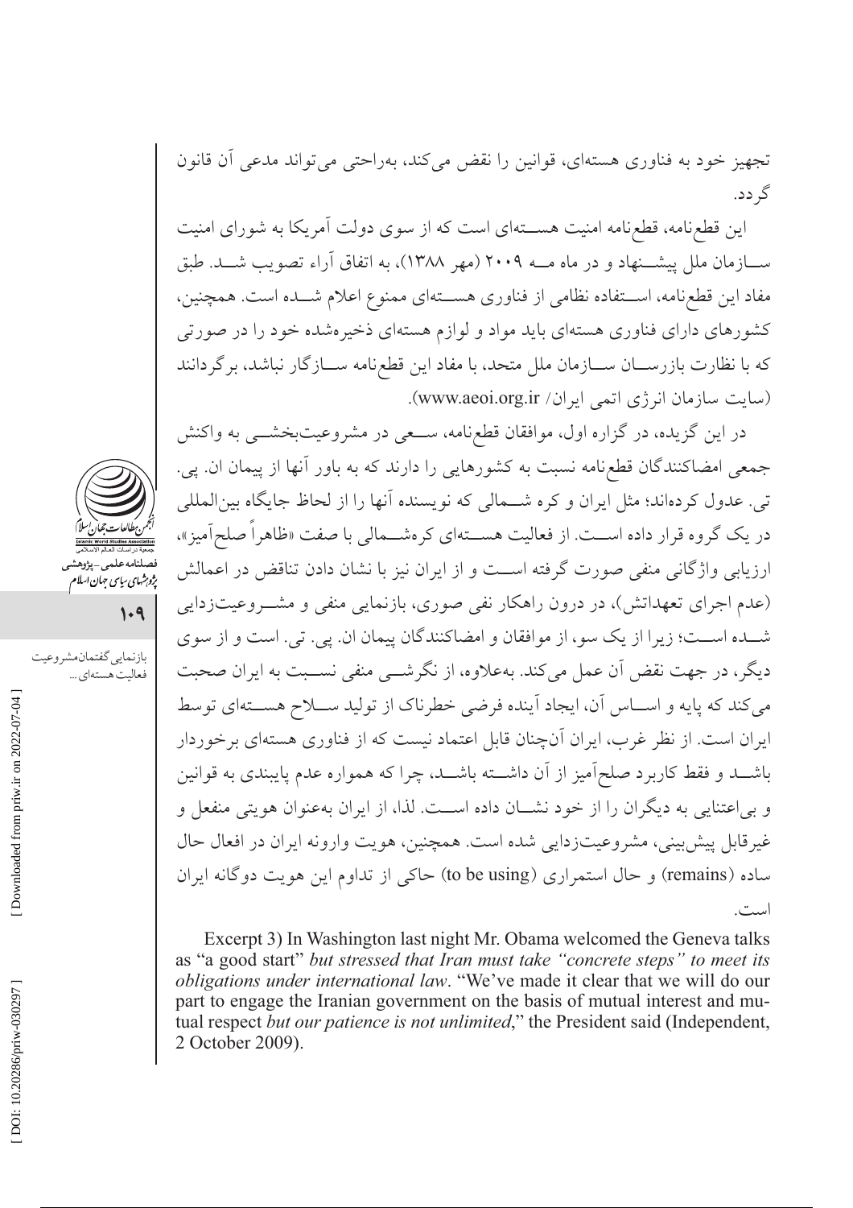تجهیز خود به فناوری هسته‌ای، قوانین را نقض می‌کند، به‌راحتی می‌تواند مدعی آن قانون گردد.

این قطع‌نامه، قطع‌نامه امنیت هسته‌ای است که از سوی دولت آمریکا به شورای امنیت سازمان ملل پیشنهاد و در ماه مه ۲۰۰۹ (مهر ۱۳۸۸)، به اتفاق آراء تصویب شد. طبق مفاد این قطع‌نامه، استفاده نظامی از فناوری هسته‌ای ممنوع اعلام شده است. همچنین، کشورهای دارای فناوری هسته‌ای باید مواد و لوازم هسته‌ای ذخیره‌شده خود را در صورتی که با نظارت بازرسان سازمان ملل متحد، با مفاد این قطع‌نامه سازگار نباشد، برگردانند (سایت سازمان انرژی اتمی ایران/ www.aeoi.org.ir).

در این گزیده، در گزاره اول، موافقان قطع‌نامه، سعی در مشروعیت‌بخشی به واکنش جمعی امضاکنندگان قطع‌نامه نسبت به کشورهایی را دارند که به باور آنها از پیمان ان. پی. تی. عدول کرده‌اند؛ مثل ایران و کره شمالی که نویسنده آنها را از لحاظ جایگاه بین‌المللی در یک گروه قرار داده است. از فعالیت هسته‌ای کره‌شمالی با صفت «ظاهراً صلح‌آمیز»، ارزیابی واژگانی منفی صورت گرفته است و از ایران نیز با نشان دادن تناقض در اعمالش (عدم اجرای تعهداتش)، در درون راهکار نفی صوری، بازنمایی منفی و مشروعیت‌زدایی شده است؛ زیرا از یک سو، از موافقان و امضاکنندگان پیمان ان. پی. تی. است و از سوی دیگر، در جهت نقض آن عمل می‌کند. به‌علاوه، از نگرشی منفی نسبت به ایران صحبت می‌کند که پایه و اساس آن، ایجاد آینده فرضی خطرناک از تولید سلاح هسته‌ای توسط ایران است. از نظر غرب، ایران آن‌چنان قابل اعتماد نیست که از فناوری هسته‌ای برخوردار باشد و فقط کاربرد صلح‌آمیز از آن داشته باشد، چرا که همواره عدم پایبندی به قوانین و بی‌اعتنایی به دیگران را از خود نشان داده است. لذا، از ایران به‌عنوان هویتی منفعل و غیرقابل پیش‌بینی، مشروعیت‌زدایی شده است. همچنین، هویت وارونه ایران در افعال حال ساده (remains) و حال استمراری (to be using) حاکی از تداوم این هویت دوگانه ایران است.

Excerpt 3) In Washington last night Mr. Obama welcomed the Geneva talks as "a good start" *but stressed that Iran must take "concrete steps" to meet its obligations under international law*. "We've made it clear that we will do our part to engage the Iranian government on the basis of mutual interest and mutual respect *but our patience is not unlimited*," the President said (Independent, 2 October 2009).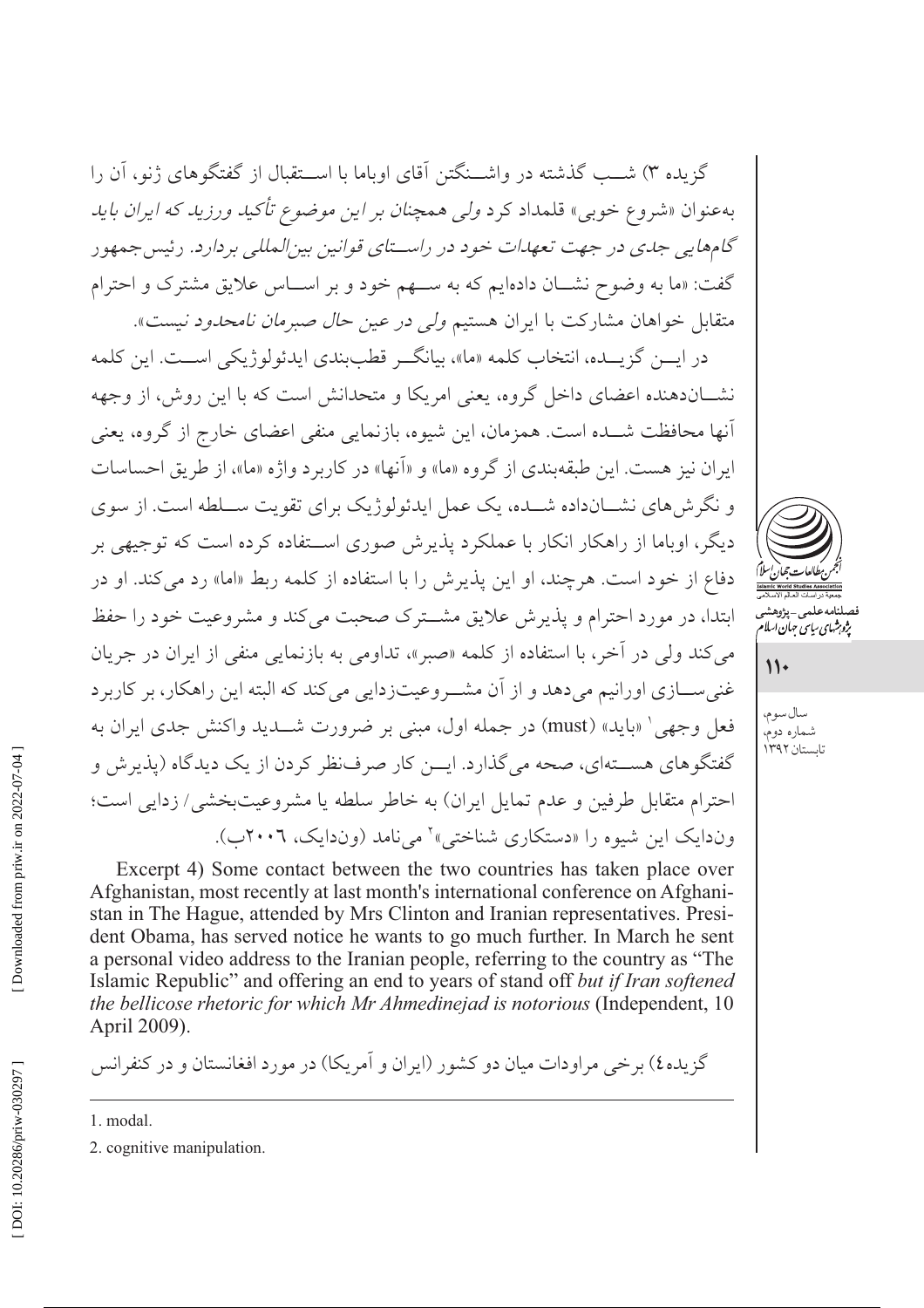گزیده ۳) شب گذشته در واشنگتن آقای اوباما با استقبال از گفتگوهای ژنو، آن را به‌عنوان «شروع خوبی» قلمداد کرد *ولی همچنان بر این موضوع تأکید ورزید که ایران باید گام‌هایی جدی در جهت تعهدات خود در راستای قوانین بین‌المللی بردارد.* رئیس‌جمهور گفت: «ما به وضوح نشان داده‌ایم که به سهم خود و بر اساس علایق مشترک و احترام متقابل خواهان مشارکت با ایران هستیم *ولی در عین حال صبرمان نامحدود نیست*».

در این گزیده، انتخاب کلمه «ما»، بیانگر قطب‌بندی ایدئولوژیکی است. این کلمه نشان‌دهنده اعضای داخل گروه، یعنی امریکا و متحدانش است که با این روش، از وجهه آنها محافظت شده است. همزمان، این شیوه، بازنمایی منفی اعضای خارج از گروه، یعنی ایران نیز هست. این طبقه‌بندی از گروه «ما» و «آنها» در کاربرد واژه «ما»، از طریق احساسات و نگرش‌های نشان‌داده شده، یک عمل ایدئولوژیک برای تقویت سلطه است. از سوی دیگر، اوباما از راهکار انکار با عملکرد پذیرش صوری استفاده کرده است که توجیهی بر دفاع از خود است. هرچند، او این پذیرش را با استفاده از کلمه ربط «اما» رد می‌کند. او در ابتدا، در مورد احترام و پذیرش علایق مشترک صحبت می‌کند و مشروعیت خود را حفظ می‌کند ولی در آخر، با استفاده از کلمه «صبر»، تداومی به بازنمایی منفی از ایران در جریان غنی‌سازی اورانیم می‌دهد و از آن مشروعیت‌زدایی می‌کند که البته این راهکار، بر کاربرد فعل وجهی[1] «باید» (must) در جمله اول، مبنی بر ضرورت شدید واکنش جدی ایران به گفتگوهای هسته‌ای، صحه می‌گذارد. این کار صرف‌نظر کردن از یک دیدگاه (پذیرش و احترام متقابل طرفین و عدم تمایل ایران) به خاطر سلطه یا مشروعیت‌بخشی/ زدایی است؛ ون‌دایک این شیوه را «دستکاری شناختی»[2] می‌نامد (ون‌دایک، ۲۰۰۶ب).

Excerpt 4) Some contact between the two countries has taken place over Afghanistan, most recently at last month's international conference on Afghanistan in The Hague, attended by Mrs Clinton and Iranian representatives. President Obama, has served notice he wants to go much further. In March he sent a personal video address to the Iranian people, referring to the country as "The Islamic Republic" and offering an end to years of stand off *but if Iran softened the bellicose rhetoric for which Mr Ahmedinejad is notorious* (Independent, 10 April 2009).

گزیده ٤) برخی مراودات میان دو کشور (ایران و آمریکا) در مورد افغانستان و در کنفرانس

---

1. modal.
2. cognitive manipulation.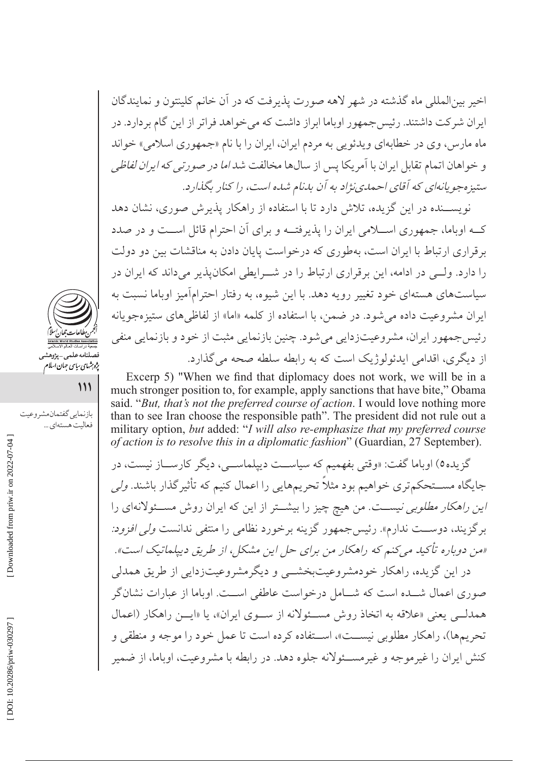اخیر بین‌المللی ماه گذشته در شهر لاهه صورت پذیرفت که در آن خانم کلینتون و نمایندگان ایران شرکت داشتند. رئیس‌جمهور اوباما ابراز داشت که می‌خواهد فراتر از این گام بردارد. در ماه مارس، وی در خطابه‌ای ویدئویی به مردم ایران، ایران را با نام «جمهوری اسلامی» خواند و خواهان اتمام تقابل ایران با آمریکا پس از سال‌ها مخالفت شد *اما در صورتی که ایران لفاظی ستیزه‌جویانه‌ای که آقای احمدی‌نژاد به آن بدنام شده است، را کنار بگذارد.*

نویســـنده در این گزیده، تلاش دارد تا با استفاده از راهکار پذیرش صوری، نشان دهد کــه اوباما، جمهوری اســـلامی ایران را پذیرفتــه و برای آن احترام قائل اســـت و در صدد برقراری ارتباط با ایران است، به‌طوری که درخواست پایان دادن به مناقشات بین دو دولت را دارد. ولــی در ادامه، این برقراری ارتباط را در شـــرایطی امکان‌پذیر می‌داند که ایران در سیاست‌های هسته‌ای خود تغییر رویه دهد. با این شیوه، به رفتار احترام‌آمیز اوباما نسبت به ایران مشروعیت داده می‌شود. در ضمن، با استفاده از کلمه «اما» از لفاظی‌های ستیزه‌جویانه رئیس‌جمهور ایران، مشروعیت‌زدایی می‌شود. چنین بازنمایی مثبت از خود و بازنمایی منفی از دیگری، اقدامی ایدئولوژیک است که به رابطه سلطه صحه می‌گذارد.

Excerp 5) "When we find that diplomacy does not work, we will be in a much stronger position to, for example, apply sanctions that have bite," Obama said. "*But, that's not the preferred course of action*. I would love nothing more than to see Iran choose the responsible path". The president did not rule out a military option, *but* added: "*I will also re-emphasize that my preferred course of action is to resolve this in a diplomatic fashion*" (Guardian, 27 September).

گزیده۵) اوباما گفت: «وقتی بفهمیم که سیاســـت دیپلماســـی، دیگر کارســـاز نیست، در جایگاه مســـتحکم‌تری خواهیم بود مثلاً تحریم‌هایی را اعمال کنیم که تأثیرگذار باشند. *ولی این راهکار مطلوبی نیســـت*. من هیچ چیز را بیشـــتر از این که ایران روش مســـئولانه‌ای را برگزیند، دوســـت ندارم». رئیس‌جمهور گزینه برخورد نظامی را منتفی ندانست *ولی افزود: «من دوباره تأکید می‌کنم که راهکار من برای حل این مشکل، از طریق دیپلماتیک است».*

در این گزیده، راهکار خودمشروعیت‌بخشـــی و دیگرمشروعیت‌زدایی از طریق همدلی صوری اعمال شـــده است که شـــامل درخواست عاطفی اســـت. اوباما از عبارات نشان‌گر همدلـــی یعنی «علاقه به اتخاذ روش مســـئولانه از ســـوی ایران»، یا «ایـــن راهکار (اعمال تحریم‌ها)، راهکار مطلوبی نیســـت»، اســـتفاده کرده است تا عمل خود را موجه و منطقی و کنش ایران را غیرموجه و غیرمســـئولانه جلوه دهد. در رابطه با مشروعیت، اوباما، از ضمیر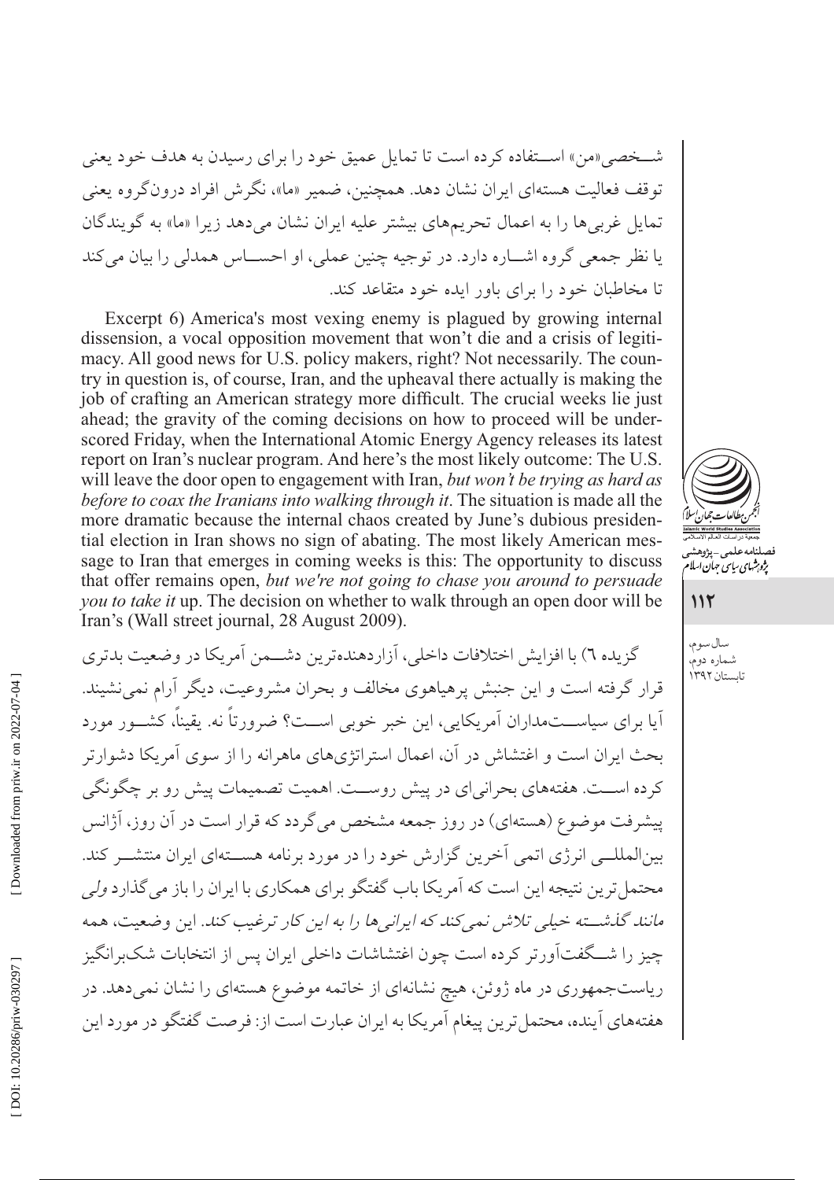شــخصی«من» اســتفاده کرده است تا تمایل عمیق خود را برای رسیدن به هدف خود یعنی توقف فعالیت هسته‌ای ایران نشان دهد. همچنین، ضمیر «ما»، نگرش افراد درون‌گروه یعنی تمایل غربی‌ها را به اعمال تحریم‌های بیشتر علیه ایران نشان می‌دهد زیرا «ما» به گویندگان یا نظر جمعی گروه اشــاره دارد. در توجیه چنین عملی، او احســاس همدلی را بیان می‌کند تا مخاطبان خود را برای باور ایده خود متقاعد کند.

Excerpt 6) America's most vexing enemy is plagued by growing internal dissension, a vocal opposition movement that won't die and a crisis of legitimacy. All good news for U.S. policy makers, right? Not necessarily. The country in question is, of course, Iran, and the upheaval there actually is making the job of crafting an American strategy more difficult. The crucial weeks lie just ahead; the gravity of the coming decisions on how to proceed will be underscored Friday, when the International Atomic Energy Agency releases its latest report on Iran's nuclear program. And here's the most likely outcome: The U.S. will leave the door open to engagement with Iran, *but won't be trying as hard as before to coax the Iranians into walking through it*. The situation is made all the more dramatic because the internal chaos created by June's dubious presidential election in Iran shows no sign of abating. The most likely American message to Iran that emerges in coming weeks is this: The opportunity to discuss that offer remains open, *but we're not going to chase you around to persuade you to take it* up. The decision on whether to walk through an open door will be Iran's (Wall street journal, 28 August 2009).

گزیده ٦) با افزایش اختلافات داخلی، آزاردهنده‌ترین دشــمن آمریکا در وضعیت بدتری قرار گرفته است و این جنبش پرهیاهوی مخالف و بحران مشروعیت، دیگر آرام نمی‌نشیند. آیا برای سیاســتمداران آمریکایی، این خبر خوبی اســت؟ ضرورتاً نه. یقیناً، کشــور مورد بحث ایران است و اغتشاش در آن، اعمال استراتژی‌های ماهرانه را از سوی آمریکا دشوارتر کرده اســت. هفته‌های بحرانی‌ای در پیش روســت. اهمیت تصمیمات پیش رو بر چگونگی پیشرفت موضوع (هسته‌ای) در روز جمعه مشخص می‌گردد که قرار است در آن روز، آژانس بین‌المللــی انرژی اتمی آخرین گزارش خود را در مورد برنامه هســته‌ای ایران منتشــر کند. محتمل‌ترین نتیجه این است که آمریکا باب گفتگو برای همکاری با ایران را باز می‌گذارد *ولی مانند گذشــته خیلی تلاش نمی‌کند که ایرانی‌ها را به این کار ترغیب کند*. این وضعیت، همه چیز را شــگفت‌آورتر کرده است چون اغتشاشات داخلی ایران پس از انتخابات شک‌برانگیز ریاست‌جمهوری در ماه ژوئن، هیچ نشانه‌ای از خاتمه موضوع هسته‌ای را نشان نمی‌دهد. در هفته‌های آینده، محتمل‌ترین پیغام آمریکا به ایران عبارت است از: فرصت گفتگو در مورد این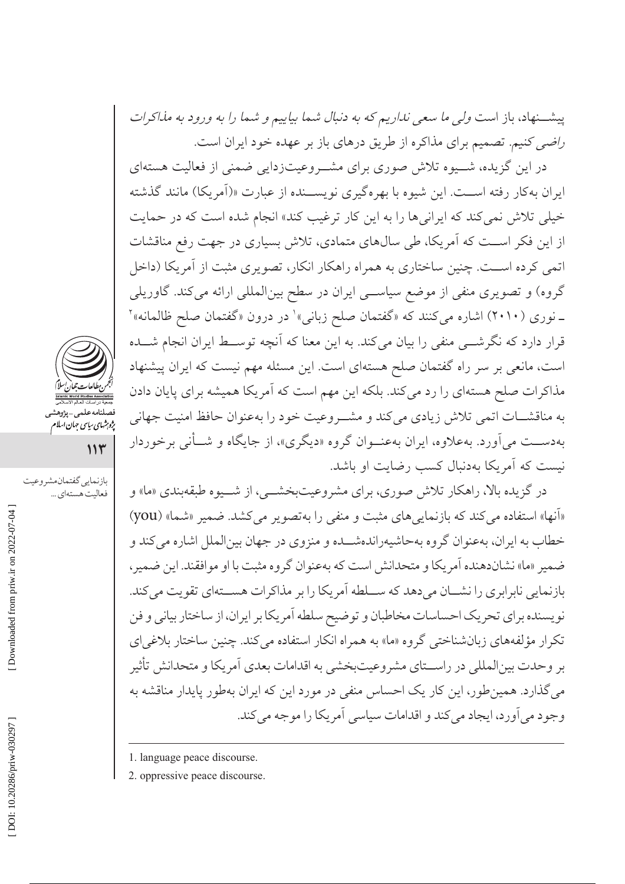پیشنهاد، باز است *ولی ما سعی نداریم که به دنبال شما بیاییم و شما را به ورود به مذاکرات راضی کنیم.* تصمیم برای مذاکره از طریق درهای باز بر عهده خود ایران است.

در این گزیده، شیوه تلاش صوری برای مشروعیت‌زدایی ضمنی از فعالیت هسته‌ای ایران به‌کار رفته است. این شیوه با بهره‌گیری نویسنده از عبارت «(آمریکا) مانند گذشته خیلی تلاش نمی‌کند که ایرانی‌ها را به این کار ترغیب کند» انجام شده است که در حمایت از این فکر است که آمریکا، طی سال‌های متمادی، تلاش بسیاری در جهت رفع مناقشات اتمی کرده است. چنین ساختاری به همراه راهکار انکار، تصویری مثبت از آمریکا (داخل گروه) و تصویری منفی از موضع سیاسی ایران در سطح بین‌المللی ارائه می‌کند. گاوریلی ـ نوری (۲۰۱۰) اشاره می‌کنند که «گفتمان صلح زبانی»[1] در درون «گفتمان صلح ظالمانه»[2] قرار دارد که نگرشی منفی را بیان می‌کند. به این معنا که آنچه توسط ایران انجام شده است، مانعی بر سر راه گفتمان صلح هسته‌ای است. این مسئله مهم نیست که ایران پیشنهاد مذاکرات صلح هسته‌ای را رد می‌کند. بلکه این مهم است که آمریکا همیشه برای پایان دادن به مناقشات اتمی تلاش زیادی می‌کند و مشروعیت خود را به‌عنوان حافظ امنیت جهانی به‌دست می‌آورد. به‌علاوه، ایران به‌عنوان گروه «دیگری»، از جایگاه و شأنی برخوردار نیست که آمریکا به‌دنبال کسب رضایت او باشد.

در گزیده بالا، راهکار تلاش صوری، برای مشروعیت‌بخشی، از شیوه طبقه‌بندی «ما» و «آنها» استفاده می‌کند که بازنمایی‌های مثبت و منفی را به‌تصویر می‌کشد. ضمیر «شما» (you) خطاب به ایران، به‌عنوان گروه به‌حاشیه‌رانده‌شده و منزوی در جهان بین‌الملل اشاره می‌کند و ضمیر «ما» نشان‌دهنده آمریکا و متحدانش است که به‌عنوان گروه مثبت با او موافقند. این ضمیر، بازنمایی نابرابری را نشان می‌دهد که سلطه آمریکا را بر مذاکرات هسته‌ای تقویت می‌کند. نویسنده برای تحریک احساسات مخاطبان و توضیح سلطه آمریکا بر ایران، از ساختار بیانی و فن تکرار مؤلفه‌های زبان‌شناختی گروه «ما» به همراه انکار استفاده می‌کند. چنین ساختار بلاغی‌ای بر وحدت بین‌المللی در راستای مشروعیت‌بخشی به اقدامات بعدی آمریکا و متحدانش تأثیر می‌گذارد. همین‌طور، این کار یک احساس منفی در مورد این که ایران به‌طور پایدار مناقشه به وجود می‌آورد، ایجاد می‌کند و اقدامات سیاسی آمریکا را موجه می‌کند.

---

1. language peace discourse.
2. oppressive peace discourse.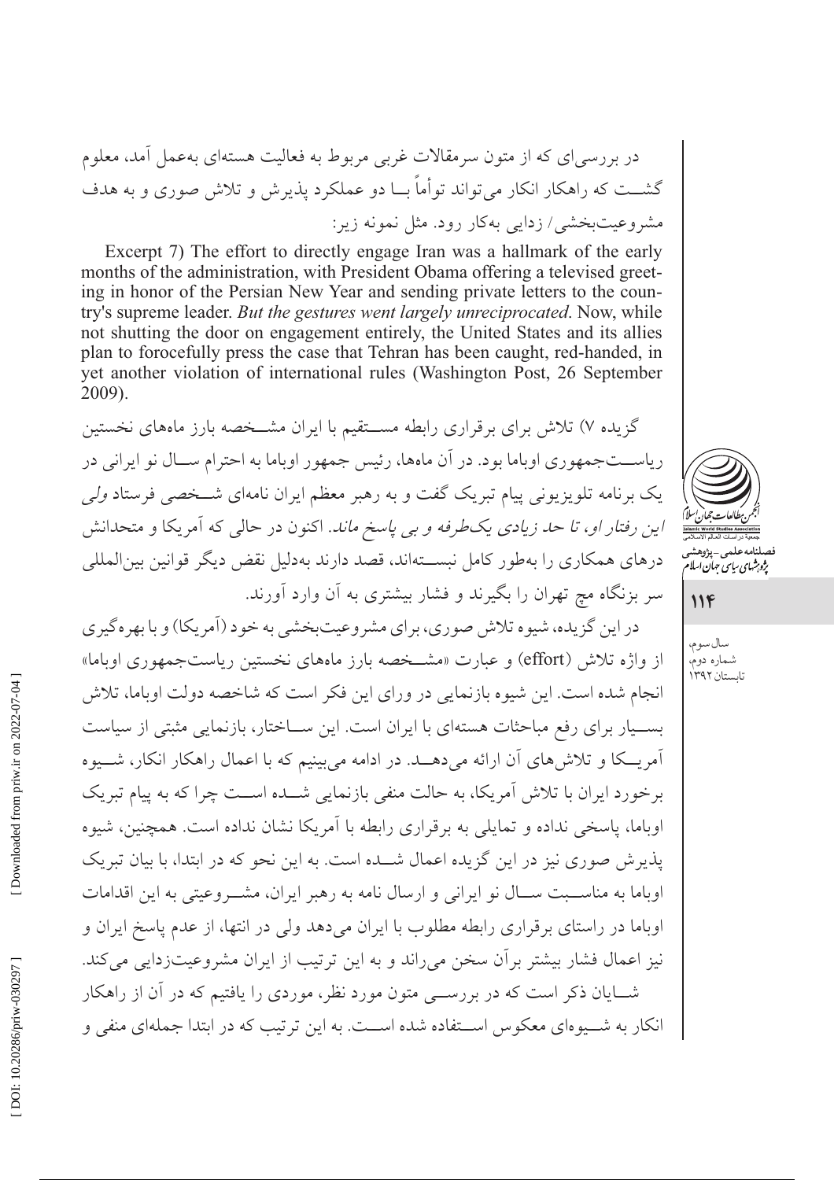در بررسی‌ای که از متون سرمقالات غربی مربوط به فعالیت هسته‌ای به‌عمل آمد، معلوم گشت که راهکار انکار می‌تواند توأماً با دو عملکرد پذیرش و تلاش صوری و به هدف مشروعیت‌بخشی/ زدایی به‌کار رود. مثل نمونه زیر:

Excerpt 7) The effort to directly engage Iran was a hallmark of the early months of the administration, with President Obama offering a televised greeting in honor of the Persian New Year and sending private letters to the country's supreme leader. *But the gestures went largely unreciprocated.* Now, while not shutting the door on engagement entirely, the United States and its allies plan to forocefully press the case that Tehran has been caught, red-handed, in yet another violation of international rules (Washington Post, 26 September 2009).

گزیده ۷) تلاش برای برقراری رابطه مستقیم با ایران مشخصه بارز ماه‌های نخستین ریاست‌جمهوری اوباما بود. در آن ماه‌ها، رئیس جمهور اوباما به احترام سال نو ایرانی در یک برنامه تلویزیونی پیام تبریک گفت و به رهبر معظم ایران نامه‌ای شخصی فرستاد *ولی این رفتار او، تا حد زیادی یک‌طرفه و بی پاسخ ماند.* اکنون در حالی که آمریکا و متحدانش درهای همکاری را به‌طور کامل نبسته‌اند، قصد دارند به‌دلیل نقض دیگر قوانین بین‌المللی سر بزنگاه مچ تهران را بگیرند و فشار بیشتری به آن وارد آورند.

در این گزیده، شیوه تلاش صوری، برای مشروعیت‌بخشی به خود (آمریکا) و با بهره‌گیری از واژه تلاش (effort) و عبارت «مشخصه بارز ماه‌های نخستین ریاست‌جمهوری اوباما» انجام شده است. این شیوه بازنمایی در ورای این فکر است که شاخصه دولت اوباما، تلاش بسیار برای رفع مباحثات هسته‌ای با ایران است. این ساختار، بازنمایی مثبتی از سیاست آمریکا و تلاش‌های آن ارائه می‌دهد. در ادامه می‌بینیم که با اعمال راهکار انکار، شیوه برخورد ایران با تلاش آمریکا، به حالت منفی بازنمایی شده است چرا که به پیام تبریک اوباما، پاسخی نداده و تمایلی به برقراری رابطه با آمریکا نشان نداده است. همچنین، شیوه پذیرش صوری نیز در این گزیده اعمال شده است. به این نحو که در ابتدا، با بیان تبریک اوباما به مناسبت سال نو ایرانی و ارسال نامه به رهبر ایران، مشروعیتی به این اقدامات اوباما در راستای برقراری رابطه مطلوب با ایران می‌دهد ولی در انتها، از عدم پاسخ ایران و نیز اعمال فشار بیشتر برآن سخن می‌راند و به این ترتیب از ایران مشروعیت‌زدایی می‌کند.

شایان ذکر است که در بررسی متون مورد نظر، مواردی را یافتیم که در آن از راهکار انکار به شیوه‌ای معکوس استفاده شده است. به این ترتیب که در ابتدا جمله‌ای منفی و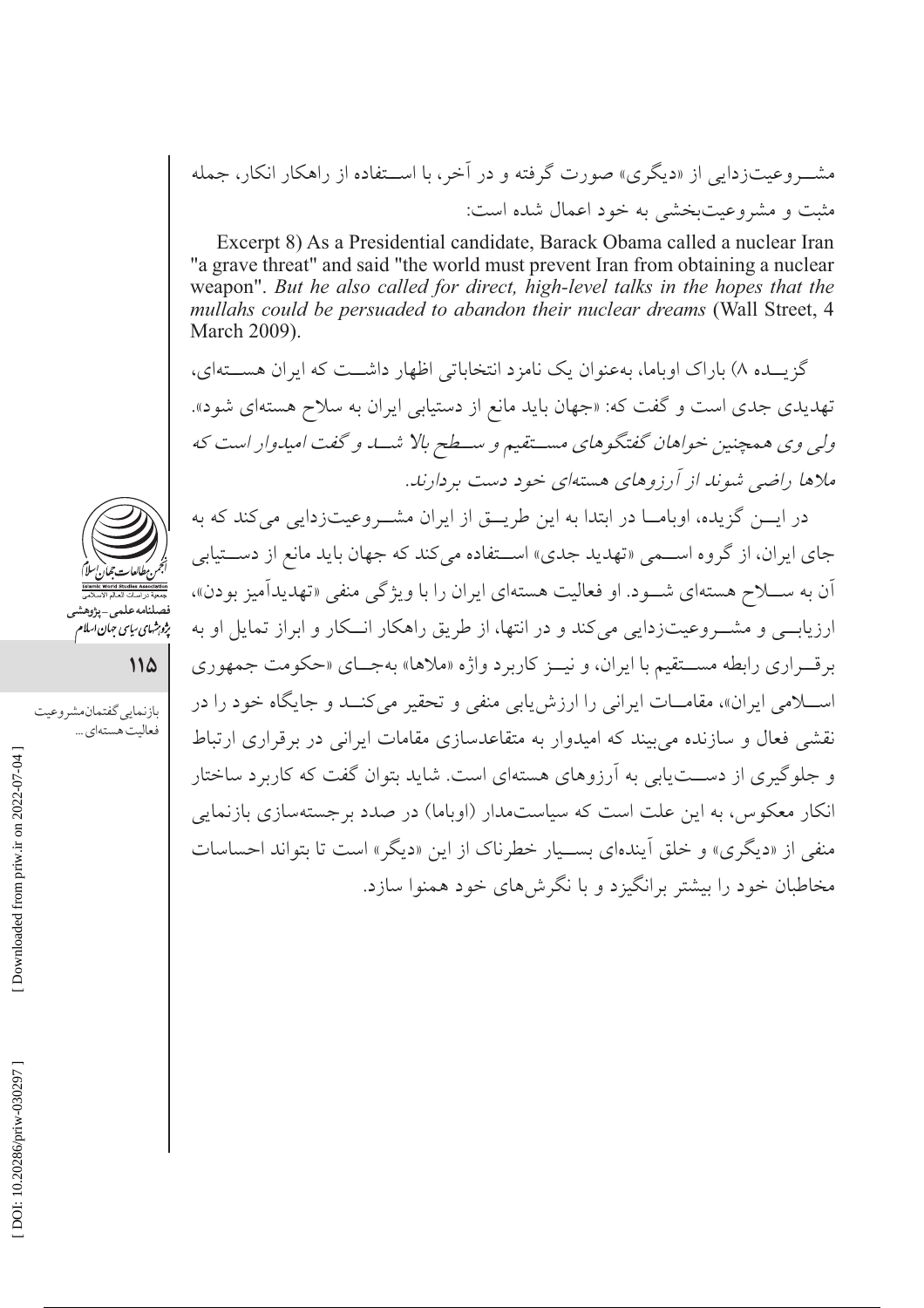مشــروعیت‌زدایی از «دیگری» صورت گرفته و در آخر، با اســتفاده از راهکار انکار، جمله مثبت و مشروعیت‌بخشی به خود اعمال شده است:

Excerpt 8) As a Presidential candidate, Barack Obama called a nuclear Iran "a grave threat" and said "the world must prevent Iran from obtaining a nuclear weapon". *But he also called for direct, high-level talks in the hopes that the mullahs could be persuaded to abandon their nuclear dreams* (Wall Street, 4 March 2009).

گزیــده ۸) باراک اوباما، به‌عنوان یک نامزد انتخاباتی اظهار داشــت که ایران هســته‌ای، تهدیدی جدی است و گفت که: «جهان باید مانع از دستیابی ایران به سلاح هسته‌ای شود». *ولی وی همچنین خواهان گفتگوهای مســتقیم و ســطح بالا شــد و گفت امیدوار است که ملاها راضی شوند از آرزوهای هسته‌ای خود دست بردارند.*

در ایــن گزیده، اوبامــا در ابتدا به این طریــق از ایران مشــروعیت‌زدایی می‌کند که به جای ایران، از گروه اســمی «تهدید جدی» اســتفاده می‌کند که جهان باید مانع از دســتیابی آن به ســلاح هسته‌ای شــود. او فعالیت هسته‌ای ایران را با ویژگی منفی «تهدیدآمیز بودن»، ارزیابــی و مشــروعیت‌زدایی می‌کند و در انتها، از طریق راهکار انــکار و ابراز تمایل او به برقــراری رابطه مســتقیم با ایران، و نیــز کاربرد واژه «ملاها» به‌جــای «حکومت جمهوری اســلامی ایران»، مقامــات ایرانی را ارزش‌یابی منفی و تحقیر می‌کنــد و جایگاه خود را در نقشی فعال و سازنده می‌بیند که امیدوار به متقاعدسازی مقامات ایرانی در برقراری ارتباط و جلوگیری از دســت‌یابی به آرزوهای هسته‌ای است. شاید بتوان گفت که کاربرد ساختار انکار معکوس، به این علت است که سیاست‌مدار (اوباما) در صدد برجسته‌سازی بازنمایی منفی از «دیگری» و خلق آینده‌ای بســیار خطرناک از این «دیگر» است تا بتواند احساسات مخاطبان خود را بیشتر برانگیزد و با نگرش‌های خود همنوا سازد.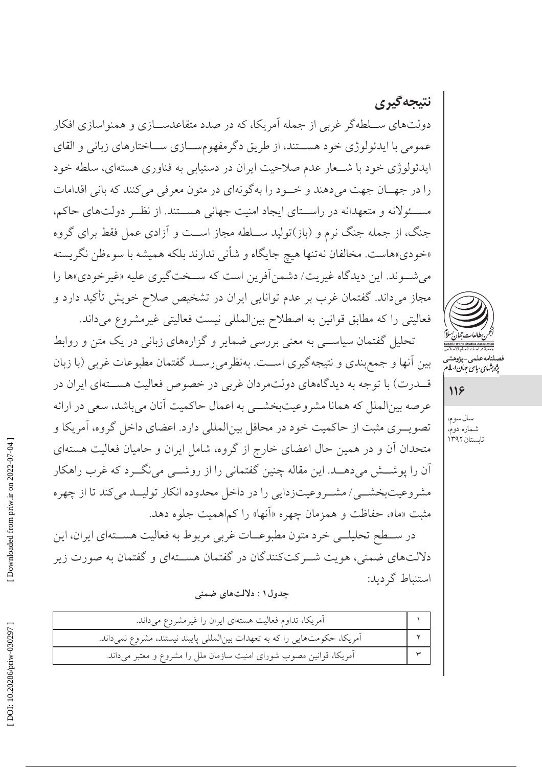## نتیجه‌گیری

دولت‌های ســلطه‌گر غربی از جمله آمریکا، که در صدد متقاعدســازی و همنواسازی افکار عمومی با ایدئولوژی خود هســتند، از طریق دگرمفهوم‌ســازی ســاختارهای زبانی و القای ایدئولوژی خود با شــعار عدم صلاحیت ایران در دستیابی به فناوری هسته‌ای، سلطه خود را در جهــان جهت می‌دهند و خــود را به‌گونه‌ای در متون معرفی می‌کنند که بانی اقدامات مســئولانه و متعهدانه در راســتای ایجاد امنیت جهانی هســتند. از نظــر دولت‌های حاکم، جنگ، از جمله جنگ نرم و (باز)تولید ســلطه مجاز اســت و آزادی عمل فقط برای گروه «خودی»هاست. مخالفان نه‌تنها هیچ جایگاه و شأنی ندارند بلکه همیشه با سوءظن نگریسته می‌شــوند. این دیدگاه غیریت/ دشمن‌آفرین است که ســخت‌گیری علیه «غیرخودی»ها را مجاز می‌داند. گفتمان غرب بر عدم توانایی ایران در تشخیص صلاح خویش تأکید دارد و فعالیتی را که مطابق قوانین به اصطلاح بین‌المللی نیست فعالیتی غیرمشروع می‌داند.

تحلیل گفتمان سیاســی به معنی بررسی ضمایر و گزاره‌های زبانی در یک متن و روابط بین آنها و جمع‌بندی و نتیجه‌گیری اســت. به‌نظرمی‌رســد گفتمان مطبوعات غربی (با زبان قــدرت) با توجه به دیدگاه‌های دولت‌مردان غربی در خصوص فعالیت هســته‌ای ایران در عرصه بین‌الملل که همانا مشروعیت‌بخشــی به اعمال حاکمیت آنان می‌باشد، سعی در ارائه تصویــری مثبت از حاکمیت خود در محافل بین‌المللی دارد. اعضای داخل گروه، آمریکا و متحدان آن و در همین حال اعضای خارج از گروه، شامل ایران و حامیان فعالیت هسته‌ای آن را پوشــش می‌دهــد. این مقاله چنین گفتمانی را از روشــی می‌نگــرد که غرب راهکار مشروعیت‌بخشــی/ مشــروعیت‌زدایی را در داخل محدوده انکار تولیــد می‌کند تا از چهره مثبت «ما»، حفاظت و همزمان چهره «آنها» را کم‌اهمیت جلوه دهد.

در ســطح تحلیلــی خرد متون مطبوعــات غربی مربوط به فعالیت هســته‌ای ایران، این دلالت‌های ضمنی، هویت شــرکت‌کنندگان در گفتمان هســته‌ای و گفتمان به صورت زیر استنباط گردید:

**جدول۱ : دلالت‌های ضمنی**

| | |
|---|---|
| ۱ | آمریکا، تداوم فعالیت هسته‌ای ایران را غیرمشروع می‌داند. |
| ۲ | آمریکا، حکومت‌هایی را که به تعهدات بین‌المللی پایبند نیستند، مشروع نمی‌داند. |
| ۳ | آمریکا، قوانین مصوب شورای امنیت سازمان ملل را مشروع و معتبر می‌داند. |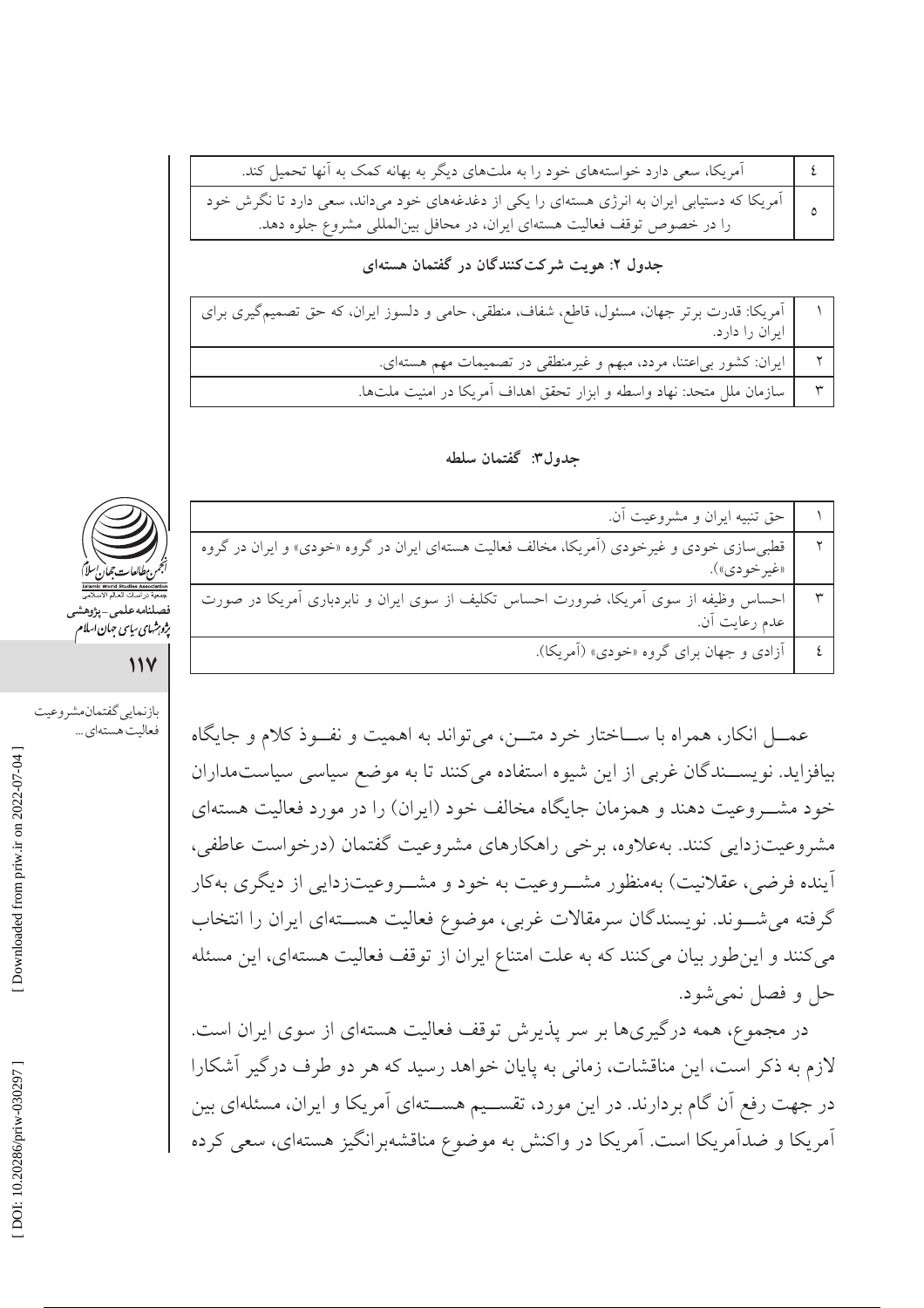| ٤ | آمریکا، سعی دارد خواسته‌های خود را به ملت‌های دیگر به بهانه کمک به آنها تحمیل کند. |
|---|---|
| ٥ | آمریکا که دستیابی ایران به انرژی هسته‌ای را یکی از دغدغه‌های خود می‌داند، سعی دارد تا نگرش خود را در خصوص توقف فعالیت هسته‌ای ایران، در محافل بین‌المللی مشروع جلوه دهد. |

**جدول ۲: هویت شرکت‌کنندگان در گفتمان هسته‌ای**

| ١ | آمریکا: قدرت برتر جهان، مسئول، قاطع، شفاف، منطقی، حامی و دلسوز ایران، که حق تصمیم‌گیری برای ایران را دارد. |
|---|---|
| ٢ | ایران: کشور بی‌اعتنا، مردد، مبهم و غیرمنطقی در تصمیمات مهم هسته‌ای. |
| ٣ | سازمان ملل متحد: نهاد واسطه و ابزار تحقق اهداف آمریکا در امنیت ملت‌ها. |

**جدول۳: گفتمان سلطه**

| ١ | حق تنبیه ایران و مشروعیت آن. |
|---|---|
| ٢ | قطبی‌سازی خودی و غیرخودی (آمریکا، مخالف فعالیت هسته‌ای ایران در گروه «خودی» و ایران در گروه «غیرخودی»). |
| ٣ | احساس وظیفه از سوی آمریکا، ضرورت احساس تکلیف از سوی ایران و نابردباری آمریکا در صورت عدم رعایت آن. |
| ٤ | آزادی و جهان برای گروه «خودی» (آمریکا). |

عمـل انکار، همراه با سـاختار خرد متـن، می‌تواند به اهمیت و نفـوذ کلام و جایگاه بیافزاید. نویسـندگان غربی از این شیوه استفاده می‌کنند تا به موضع سیاسی سیاست‌مداران خود مشـروعیت دهند و همزمان جایگاه مخالف خود (ایران) را در مورد فعالیت هسته‌ای مشروعیت‌زدایی کنند. به‌علاوه، برخی راهکارهای مشروعیت گفتمان (درخواست عاطفی، آینده فرضی، عقلانیت) به‌منظور مشـروعیت به خود و مشـروعیت‌زدایی از دیگری به‌کار گرفته می‌شـوند. نویسندگان سرمقالات غربی، موضوع فعالیت هسـته‌ای ایران را انتخاب می‌کنند و این‌طور بیان می‌کنند که به علت امتناع ایران از توقف فعالیت هسته‌ای، این مسئله حل و فصل نمی‌شود.

در مجموع، همه درگیری‌ها بر سر پذیرش توقف فعالیت هسته‌ای از سوی ایران است. لازم به ذکر است، این مناقشات، زمانی به پایان خواهد رسید که هر دو طرف درگیر آشکارا در جهت رفع آن گام بردارند. در این مورد، تقسـیم هسـته‌ای آمریکا و ایران، مسئله‌ای بین آمریکا و ضدآمریکا است. آمریکا در واکنش به موضوع مناقشه‌برانگیز هسته‌ای، سعی کرده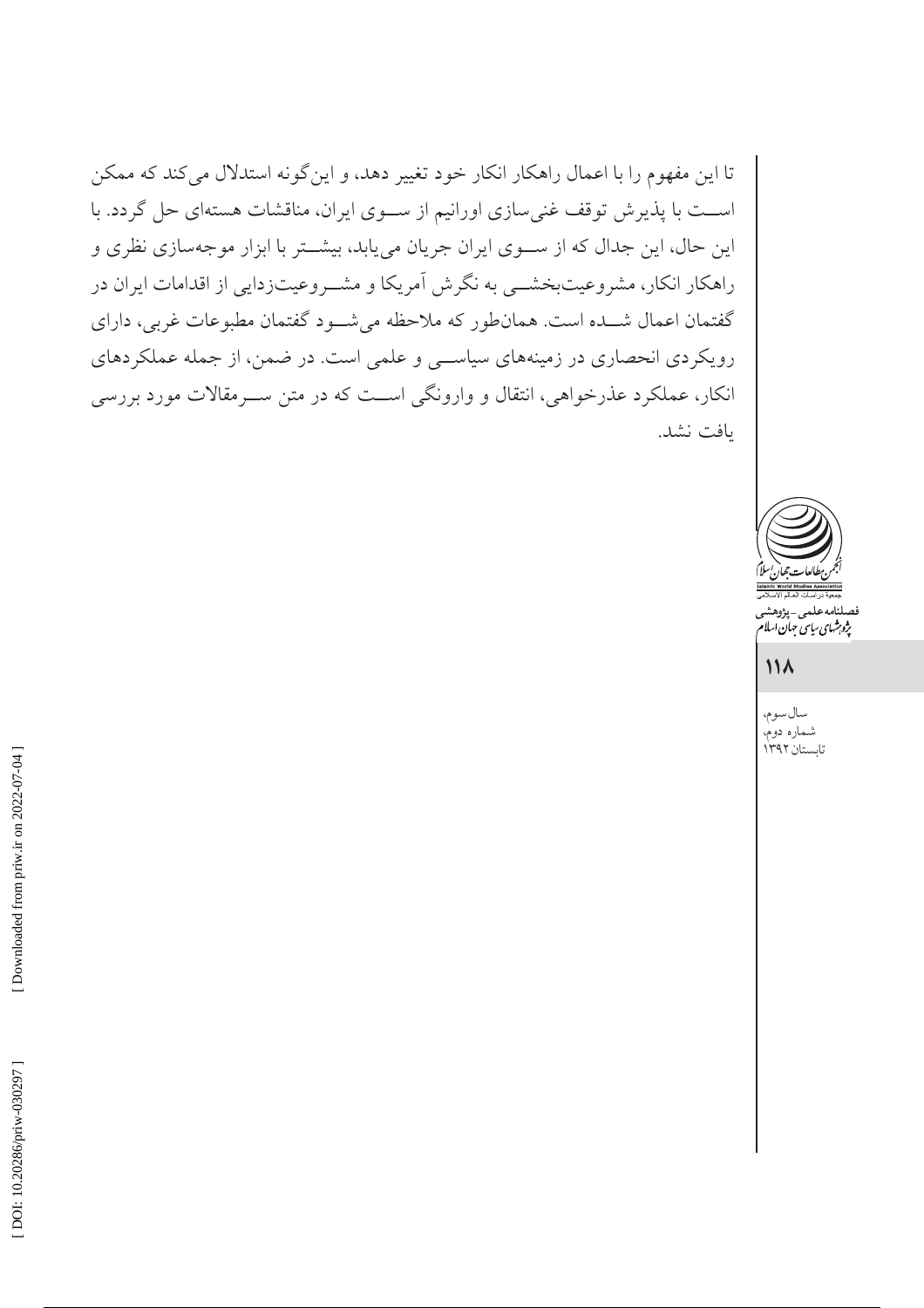تا این مفهوم را با اعمال راهکار انکار خود تغییر دهد، و این‌گونه استدلال می‌کند که ممکن است با پذیرش توقف غنی‌سازی اورانیم از سوی ایران، مناقشات هسته‌ای حل گردد. با این حال، این جدال که از سوی ایران جریان می‌یابد، بیشتر با ابزار موجه‌سازی نظری و راهکار انکار، مشروعیت‌بخشی به نگرش آمریکا و مشروعیت‌زدایی از اقدامات ایران در گفتمان اعمال شده است. همان‌طور که ملاحظه می‌شود گفتمان مطبوعات غربی، دارای رویکردی انحصاری در زمینه‌های سیاسی و علمی است. در ضمن، از جمله عملکردهای انکار، عملکرد عذرخواهی، انتقال و وارونگی است که در متن سرمقالات مورد بررسی یافت نشد.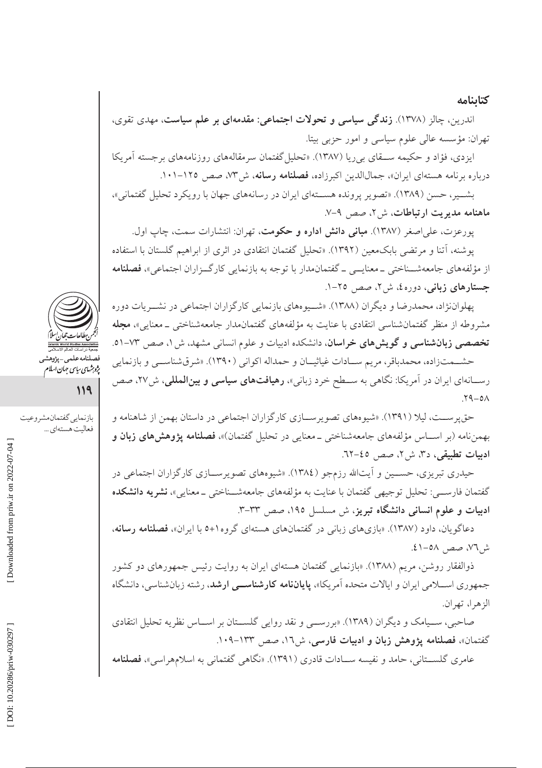## کتابنامه

اندرین، چالز (۱۳۷۸). **زندگی سیاسی و تحولات اجتماعی: مقدمه‌ای بر علم سیاست**، مهدی تقوی، تهران: مؤسسه عالی علوم سیاسی و امور حزبی بیتا.

ایزدی، فؤاد و حکیمه سـقای بی‌ریا (۱۳۸۷). «تحلیل گفتمان سرمقاله‌های روزنامه‌های برجسته آمریکا درباره برنامه هسته‌ای ایران»، جمال‌الدین اکبرزاده، **فصلنامه رسانه**، ش۷۳، صص ۱۲۵-۱۰۱.

بشـیر، حسن (۱۳۸۹). «تصویر پرونده هسـته‌ای ایران در رسانه‌های جهان با رویکرد تحلیل گفتمانی»، **ماهنامه مدیریت ارتباطات**، ش۲، صص ۹-۷.

پورعزت، علی‌اصغر (۱۳۸۷). **مبانی دانش اداره و حکومت**، تهران: انتشارات سمت، چاپ اول.

پوشنه، آتنا و مرتضی بابک‌معین (۱۳۹۲). «تحلیل گفتمان انتقادی در اثری از ابراهیم گلستان با استفاده از مؤلفه‌های جامعه‌شـناختی ـ معنایـی ـ گفتمان‌مدار با توجه به بازنمایی کارگـزاران اجتماعی»، **فصلنامه جستارهای زبانی**، دوره ٤، ش۲، صص ۲۵-۱.

پهلوان‌نژاد، محمدرضا و دیگران (۱۳۸۸). «شـیوه‌های بازنمایی کارگزاران اجتماعی در نشـریات دوره مشروطه از منظر گفتمان‌شناسی انتقادی با عنایت به مؤلفه‌های گفتمان‌مدار جامعه‌شناختی ـ معنایی»، **مجله تخصصی زبان‌شناسی و گویش‌های خراسان**، دانشکده ادبیات و علوم انسانی مشهد، ش۱، صص ۷۳-۵۱.

حشـمت‌زاده، محمدباقر، مریم سـادات غیاثیـان و حمداله اکوانی (۱۳۹۰). «شرق‌شناسـی و بازنمایی رسـانه‌ای ایران در آمریکا: نگاهی به سـطح خرد زبانی»، **رهیافت‌های سیاسی و بین‌المللی**، ش۲۷، صص ۵۸-۲۹.

حق‌پرسـت، لیلا (۱۳۹۱). «شیوه‌های تصویرسـازی کارگزاران اجتماعی در داستان بهمن از شاهنامه و بهمن‌نامه (بر اسـاس مؤلفه‌های جامعه‌شناختی ـ معنایی در تحلیل گفتمان)»، **فصلنامه پژوهش‌های زبان و ادبیات تطبیقی**، د۳، ش۲، صص ٤٥-٦۲.

حیدری تبریزی، حسـین و آیت‌الله رزم‌جو (۱۳۸٤). «شیوه‌های تصویرسـازی کارگزاران اجتماعی در گفتمان فارسـی: تحلیل توجیهی گفتمان با عنایت به مؤلفه‌های جامعه‌شـناختی ـ معنایی»، **نشریه دانشکده ادبیات و علوم انسانی دانشگاه تبریز**، ش مسلسل ۱۹۵، صص ۳۳-۳.

دعاگویان، داود (۱۳۸۷). «بازی‌های زبانی در گفتمان‌های هسته‌ای گروه۱+۵ با ایران»، **فصلنامه رسانه**، ش۷٦، صص ۵۸-٤۱.

ذوالفقار روشن، مریم (۱۳۸۸). «بازنمایی گفتمان هسته‌ای ایران به روایت رئیس جمهورهای دو کشور جمهوری اسـلامی ایران و ایالات متحده آمریکا»، **پایان‌نامه کارشناسـی ارشد**، رشته زبان‌شناسی، دانشگاه الزهرا، تهران.

صاحبی، سـیامک و دیگران (۱۳۸۹). «بررسـی و نقد روایی گلسـتان بر اسـاس نظریه تحلیل انتقادی گفتمان»، **فصلنامه پژوهش زبان و ادبیات فارسی**، ش۱٦، صص ۱۳۳-۱۰۹.

عامری گلسـتانی، حامد و نفیسه سـادات قادری (۱۳۹۱). «نگاهی گفتمانی به اسلام‌هراسی»، **فصلنامه**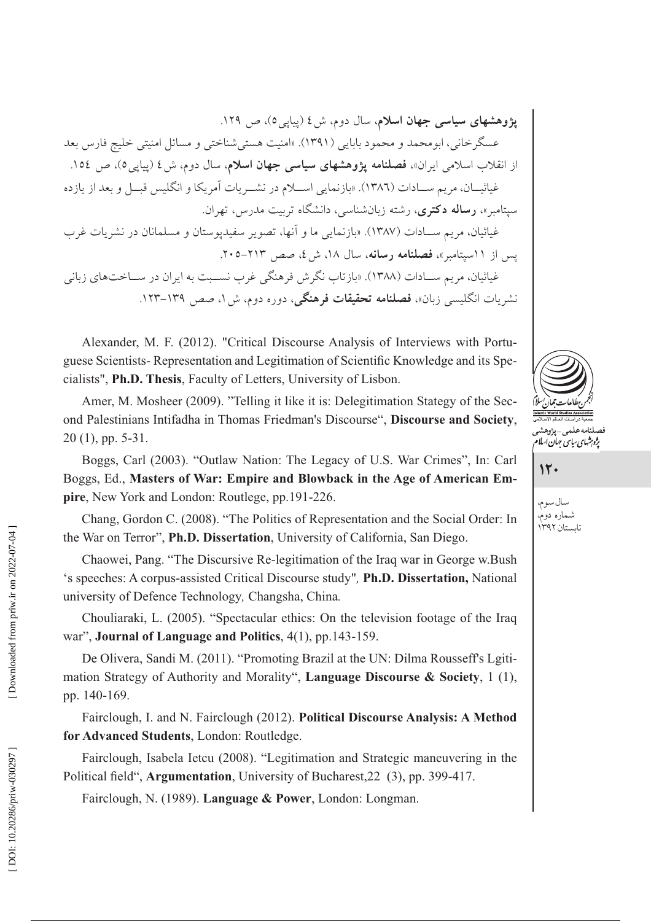**پژوهشهای سیاسی جهان اسلام**، سال دوم، ش ٤ (پیاپی٥)، ص ١٢٩.

عسگرخانی، ابومحمد و محمود بابایی (١٣٩١). «امنیت هستی‌شناختی و مسائل امنیتی خلیج فارس بعد از انقلاب اسلامی ایران»، **فصلنامه پژوهشهای سیاسی جهان اسلام**، سال دوم، ش ٤ (پیاپی٥)، ص ١٥٤.

غیاثیـان، مریم سـادات (١٣٨٦). «بازنمایی اسـلام در نشـریات آمریکا و انگلیس قبـل و بعد از یازده سپتامبر»، **رساله دکتری**، رشته زبان‌شناسی، دانشگاه تربیت مدرس، تهران.

غیاثیان، مریم سـادات (١٣٨٧). «بازنمایی ما و آنها، تصویر سفیدپوستان و مسلمانان در نشریات غرب پس از ١١سپتامبر»، **فصلنامه رسانه**، سال ١٨، ش٤، صص ٢١٣-٢٠٥.

غیاثیان، مریم سـادات (١٣٨٨). «بازتاب نگرش فرهنگی غرب نسـبت به ایران در سـاخت‌های زبانی نشریات انگلیسی زبان»، **فصلنامه تحقیقات فرهنگی**، دوره دوم، ش١، صص ١٣٩-١٢٣.

Alexander, M. F. (2012). "Critical Discourse Analysis of Interviews with Portuguese Scientists- Representation and Legitimation of Scientific Knowledge and its Specialists", **Ph.D. Thesis**, Faculty of Letters, University of Lisbon.

Amer, M. Mosheer (2009). "Telling it like it is: Delegitimation Stategy of the Second Palestinians Intifadha in Thomas Friedman's Discourse", **Discourse and Society**, 20 (1), pp. 5-31.

Boggs, Carl (2003). "Outlaw Nation: The Legacy of U.S. War Crimes", In: Carl Boggs, Ed., **Masters of War: Empire and Blowback in the Age of American Empire**, New York and London: Routlege, pp.191-226.

Chang, Gordon C. (2008). "The Politics of Representation and the Social Order: In the War on Terror", **Ph.D. Dissertation**, University of California, San Diego.

Chaowei, Pang. "The Discursive Re-legitimation of the Iraq war in George w.Bush 's speeches: A corpus-assisted Critical Discourse study", **Ph.D. Dissertation,** National university of Defence Technology, Changsha, China.

Chouliaraki, L. (2005). "Spectacular ethics: On the television footage of the Iraq war", **Journal of Language and Politics**, 4(1), pp.143-159.

De Olivera, Sandi M. (2011). "Promoting Brazil at the UN: Dilma Rousseff's Lgitimation Strategy of Authority and Morality", **Language Discourse & Society**, 1 (1), pp. 140-169.

Fairclough, I. and N. Fairclough (2012). **Political Discourse Analysis: A Method for Advanced Students**, London: Routledge.

Fairclough, Isabela Ietcu (2008). "Legitimation and Strategic maneuvering in the Political field", **Argumentation**, University of Bucharest,22 (3), pp. 399-417.

Fairclough, N. (1989). **Language & Power**, London: Longman.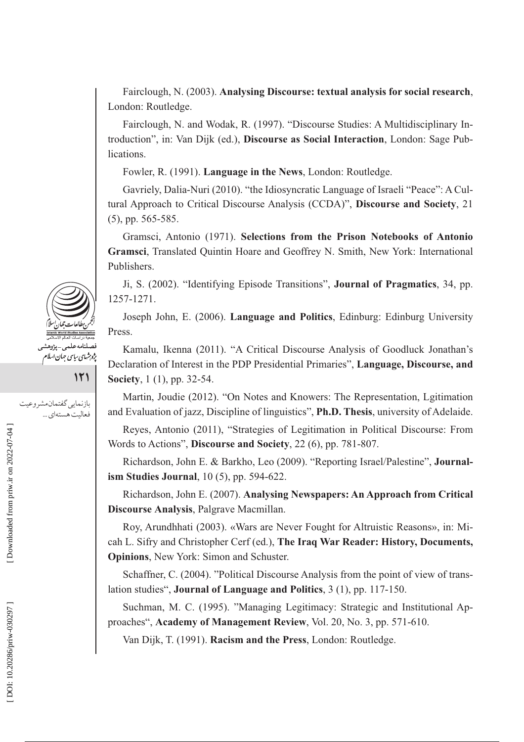Fairclough, N. (2003). **Analysing Discourse: textual analysis for social research**, London: Routledge.

Fairclough, N. and Wodak, R. (1997). "Discourse Studies: A Multidisciplinary Introduction", in: Van Dijk (ed.), **Discourse as Social Interaction**, London: Sage Publications.

Fowler, R. (1991). **Language in the News**, London: Routledge.

Gavriely, Dalia-Nuri (2010). "the Idiosyncratic Language of Israeli "Peace": A Cultural Approach to Critical Discourse Analysis (CCDA)", **Discourse and Society**, 21 (5), pp. 565-585.

Gramsci, Antonio (1971). **Selections from the Prison Notebooks of Antonio Gramsci**, Translated Quintin Hoare and Geoffrey N. Smith, New York: International Publishers.

Ji, S. (2002). "Identifying Episode Transitions", **Journal of Pragmatics**, 34, pp. 1257-1271.

Joseph John, E. (2006). **Language and Politics**, Edinburg: Edinburg University Press.

Kamalu, Ikenna (2011). "A Critical Discourse Analysis of Goodluck Jonathan's Declaration of Interest in the PDP Presidential Primaries", **Language, Discourse, and Society**, 1 (1), pp. 32-54.

Martin, Joudie (2012). "On Notes and Knowers: The Representation, Lgitimation and Evaluation of jazz, Discipline of linguistics", **Ph.D. Thesis**, university of Adelaide.

Reyes, Antonio (2011), "Strategies of Legitimation in Political Discourse: From Words to Actions", **Discourse and Society**, 22 (6), pp. 781-807.

Richardson, John E. & Barkho, Leo (2009). "Reporting Israel/Palestine", **Journalism Studies Journal**, 10 (5), pp. 594-622.

Richardson, John E. (2007). **Analysing Newspapers: An Approach from Critical Discourse Analysis**, Palgrave Macmillan.

Roy, Arundhhati (2003). «Wars are Never Fought for Altruistic Reasons», in: Micah L. Sifry and Christopher Cerf (ed.), **The Iraq War Reader: History, Documents, Opinions**, New York: Simon and Schuster.

Schaffner, C. (2004). "Political Discourse Analysis from the point of view of translation studies", **Journal of Language and Politics**, 3 (1), pp. 117-150.

Suchman, M. C. (1995). "Managing Legitimacy: Strategic and Institutional Approaches", **Academy of Management Review**, Vol. 20, No. 3, pp. 571-610.

Van Dijk, T. (1991). **Racism and the Press**, London: Routledge.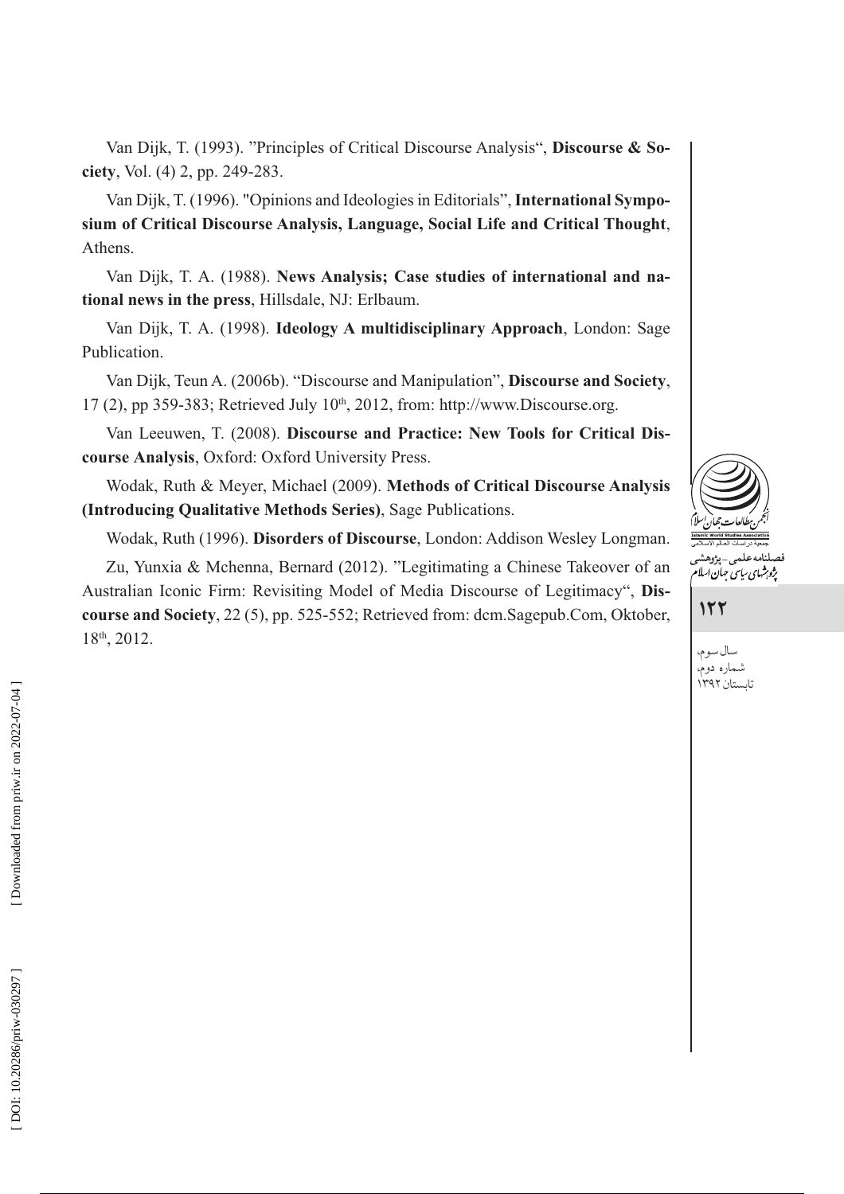Van Dijk, T. (1993). "Principles of Critical Discourse Analysis", **Discourse & Society**, Vol. (4) 2, pp. 249-283.

Van Dijk, T. (1996). "Opinions and Ideologies in Editorials", **International Symposium of Critical Discourse Analysis, Language, Social Life and Critical Thought**, Athens.

Van Dijk, T. A. (1988). **News Analysis; Case studies of international and national news in the press**, Hillsdale, NJ: Erlbaum.

Van Dijk, T. A. (1998). **Ideology A multidisciplinary Approach**, London: Sage Publication.

Van Dijk, Teun A. (2006b). "Discourse and Manipulation", **Discourse and Society**, 17 (2), pp 359-383; Retrieved July 10th, 2012, from: http://www.Discourse.org.

Van Leeuwen, T. (2008). **Discourse and Practice: New Tools for Critical Discourse Analysis**, Oxford: Oxford University Press.

Wodak, Ruth & Meyer, Michael (2009). **Methods of Critical Discourse Analysis (Introducing Qualitative Methods Series)**, Sage Publications.

Wodak, Ruth (1996). **Disorders of Discourse**, London: Addison Wesley Longman.

Zu, Yunxia & Mchenna, Bernard (2012). "Legitimating a Chinese Takeover of an Australian Iconic Firm: Revisiting Model of Media Discourse of Legitimacy", **Discourse and Society**, 22 (5), pp. 525-552; Retrieved from: dcm.Sagepub.Com, Oktober, 18th, 2012.